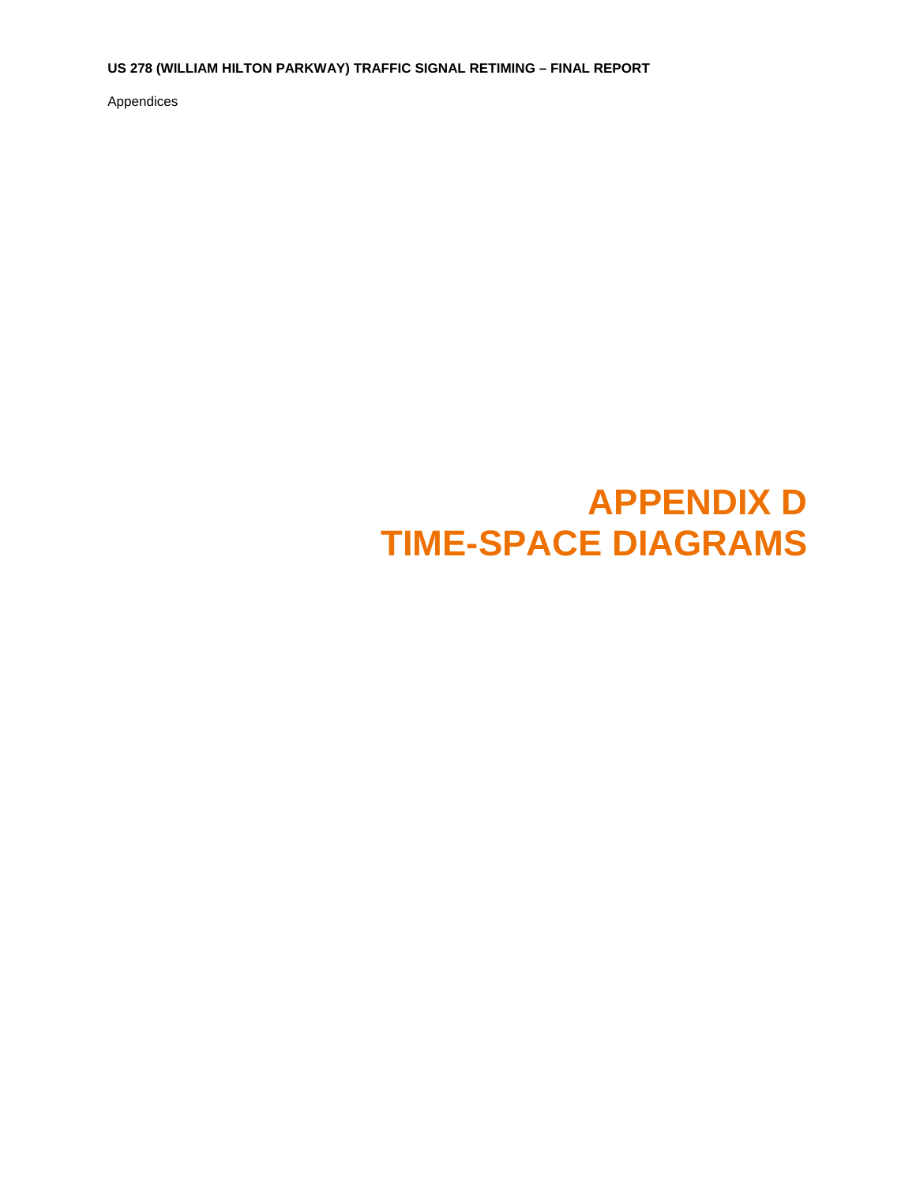# APPENDIX D
# TIME-SPACE DIAGRAMS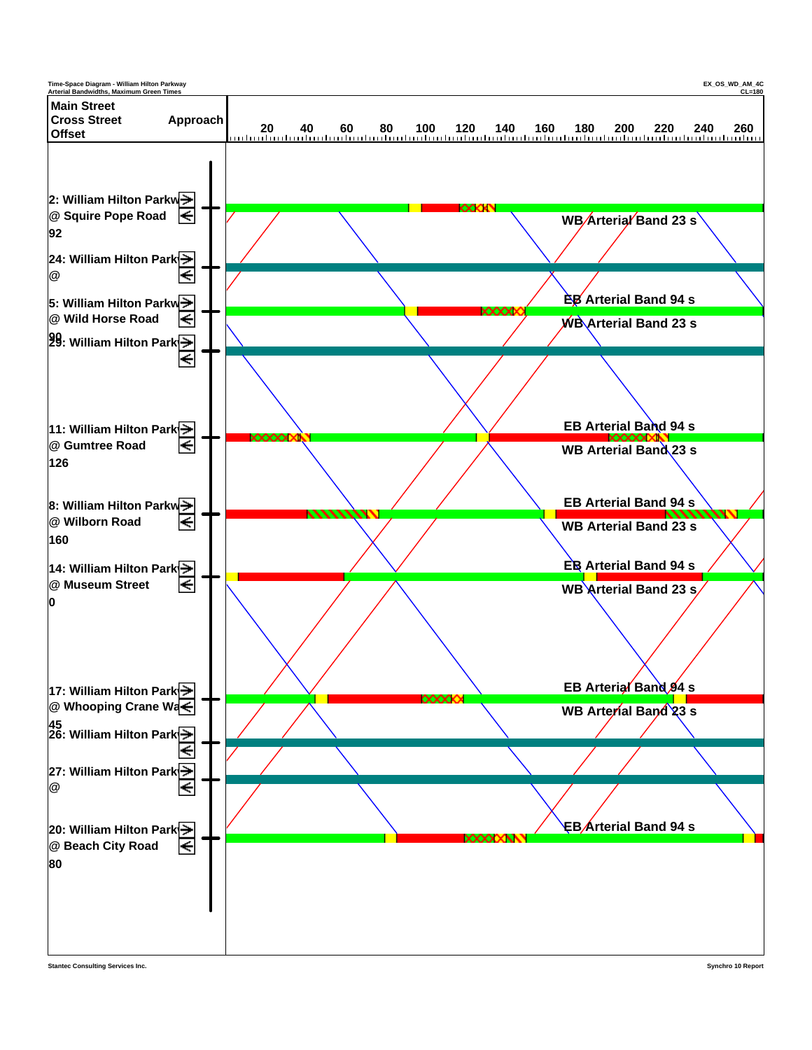Time-Space Diagram - William Hilton Parkway
Arterial Bandwidths, Maximum Green Times

EX_OS_WD_AM_4C
CL=180

| Main Street / Cross Street / Offset | Approach |
|---|---|
| 2: William Hilton Parkw @ Squire Pope Road 92 | → ← |
| 24: William Hilton Park @ | → ← |
| 5: William Hilton Parkw @ Wild Horse Road 90 | → ← |
| 29: William Hilton Park | → ← |
| 11: William Hilton Park @ Gumtree Road 126 | → ← |
| 8: William Hilton Parkw @ Wilborn Road 160 | → ← |
| 14: William Hilton Park @ Museum Street 0 | → ← |
| 17: William Hilton Park @ Whooping Crane Wa 45 | → ← |
| 26: William Hilton Park | → ← |
| 27: William Hilton Park @ | → ← |
| 20: William Hilton Park @ Beach City Road 80 | → ← |

Time axis: 20, 40, 60, 80, 100, 120, 140, 160, 180, 200, 220, 240, 260

WB Arterial Band 23 s

EB Arterial Band 94 s

WB Arterial Band 23 s

EB Arterial Band 94 s

WB Arterial Band 23 s

EB Arterial Band 94 s

WB Arterial Band 23 s

EB Arterial Band 94 s

WB Arterial Band 23 s

EB Arterial Band 94 s

WB Arterial Band 23 s

EB Arterial Band 94 s

Stantec Consulting Services Inc.

Synchro 10 Report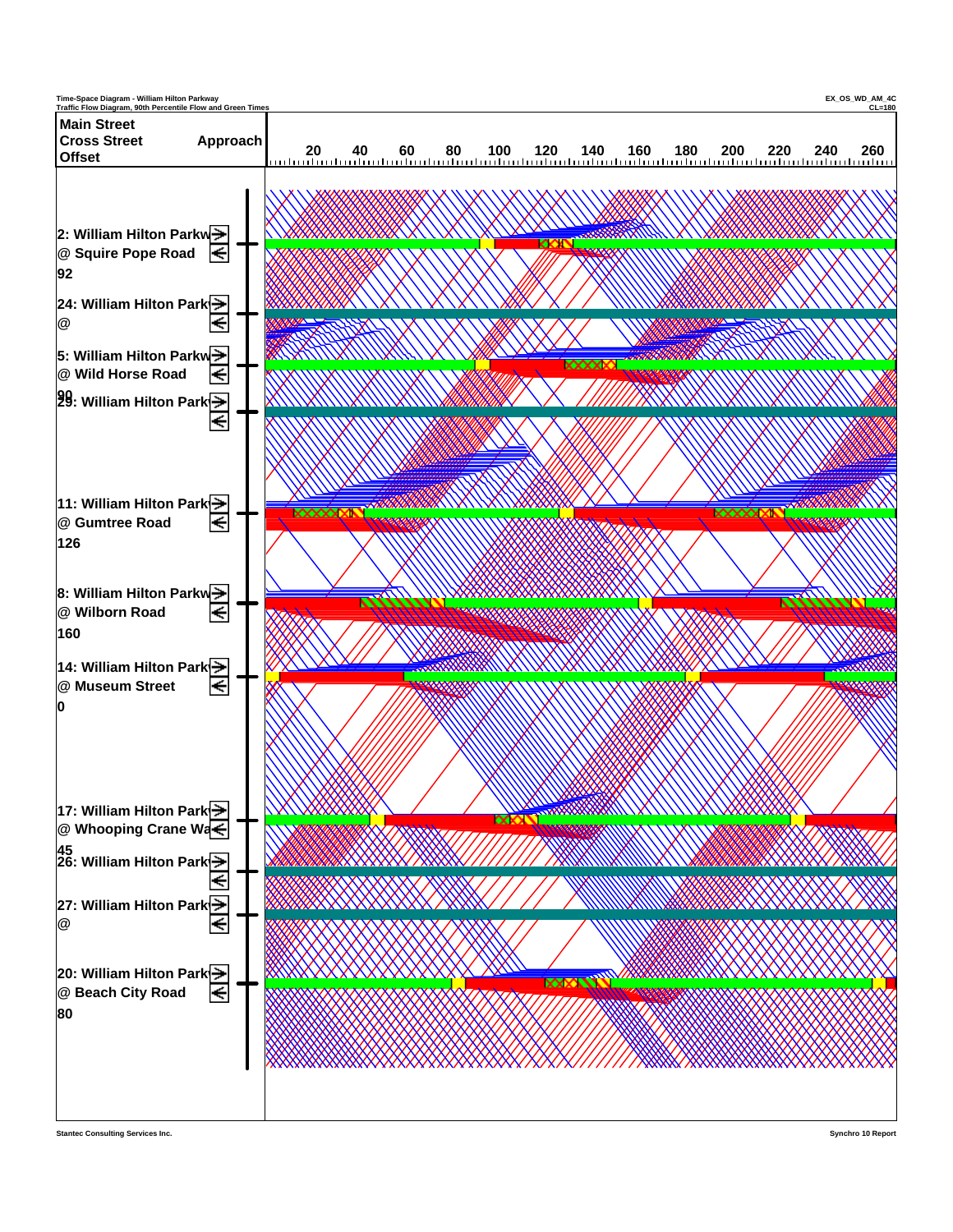Time-Space Diagram - William Hilton Parkway
Traffic Flow Diagram, 90th Percentile Flow and Green Times

EX_OS_WD_AM_4C
CL=180

| Main Street / Cross Street / Offset | Approach |
|---|---|
| 2: William Hilton Parkway @ Squire Pope Road 92 | → ← |
| 24: William Hilton Park @ | → ← |
| 5: William Hilton Parkway @ Wild Horse Road 90 | → ← |
| 29: William Hilton Park | → ← |
| 11: William Hilton Park @ Gumtree Road 126 | → ← |
| 8: William Hilton Parkway @ Wilborn Road 160 | → ← |
| 14: William Hilton Park @ Museum Street 0 | → ← |
| 17: William Hilton Park @ Whooping Crane Wa 45 | → ← |
| 26: William Hilton Park | → ← |
| 27: William Hilton Park @ | → ← |
| 20: William Hilton Park @ Beach City Road 80 | → ← |

20 40 60 80 100 120 140 160 180 200 220 240 260

Stantec Consulting Services Inc.

Synchro 10 Report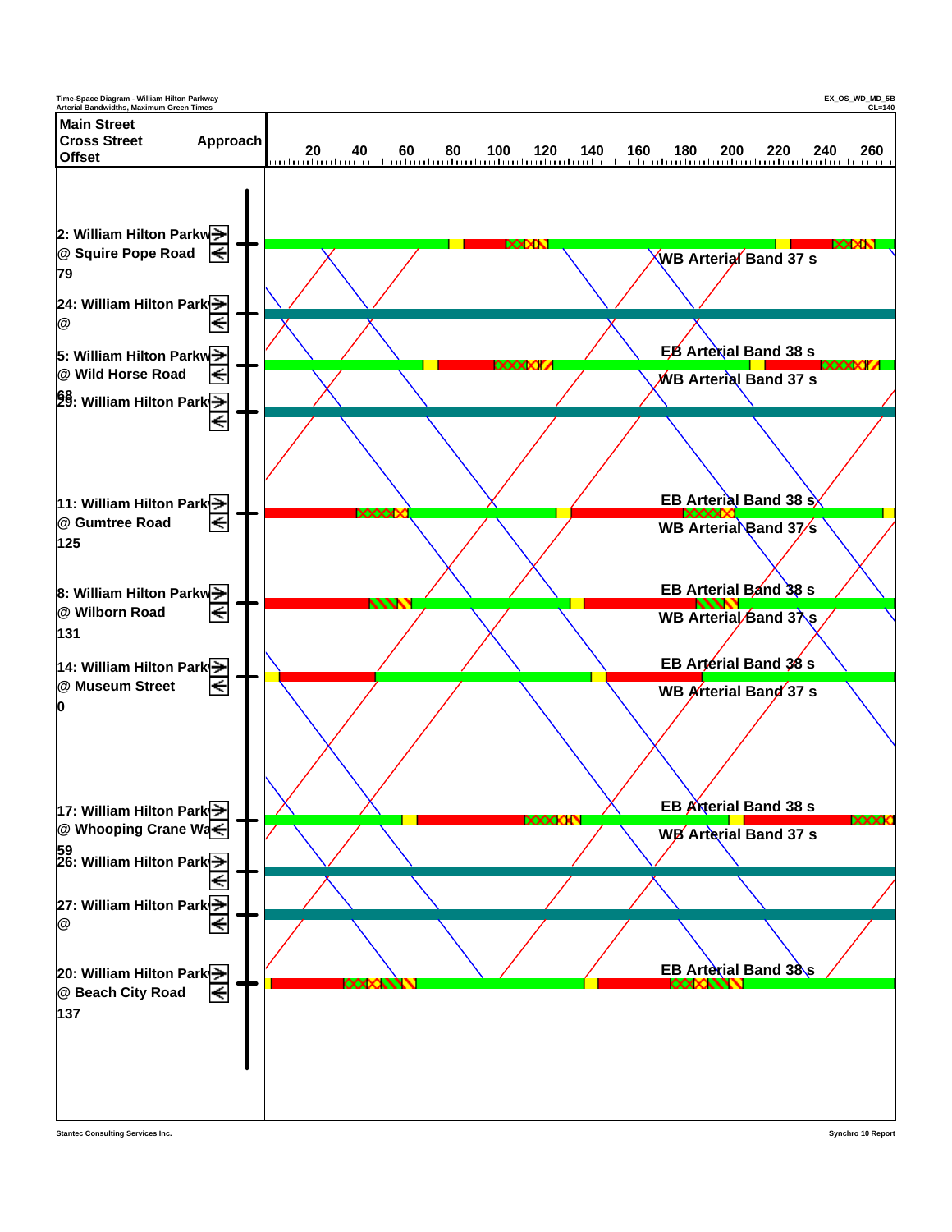Time-Space Diagram - William Hilton Parkway
Arterial Bandwidths, Maximum Green Times

EX_OS_WD_MD_5B
CL=140

| Main Street / Cross Street / Offset | Approach |
|---|---|
| 2: William Hilton Parkway @ Squire Pope Road, 79 | → ← |
| 24: William Hilton Parkway @ | → ← |
| 5: William Hilton Parkway @ Wild Horse Road, 68 | → ← |
| 29: William Hilton Parkway | → ← |
| 11: William Hilton Parkway @ Gumtree Road, 125 | → ← |
| 8: William Hilton Parkway @ Wilborn Road, 131 | → ← |
| 14: William Hilton Parkway @ Museum Street, 0 | → ← |
| 17: William Hilton Parkway @ Whooping Crane Way, 59 | → ← |
| 26: William Hilton Parkway | → ← |
| 27: William Hilton Parkway @ | → ← |
| 20: William Hilton Parkway @ Beach City Road, 137 | → ← |

Time axis: 20, 40, 60, 80, 100, 120, 140, 160, 180, 200, 220, 240, 260

WB Arterial Band 37 s

EB Arterial Band 38 s

WB Arterial Band 37 s

EB Arterial Band 38 s

WB Arterial Band 37 s

EB Arterial Band 38 s

WB Arterial Band 37 s

EB Arterial Band 38 s

WB Arterial Band 37 s

EB Arterial Band 38 s

WB Arterial Band 37 s

EB Arterial Band 38 s

Stantec Consulting Services Inc.

Synchro 10 Report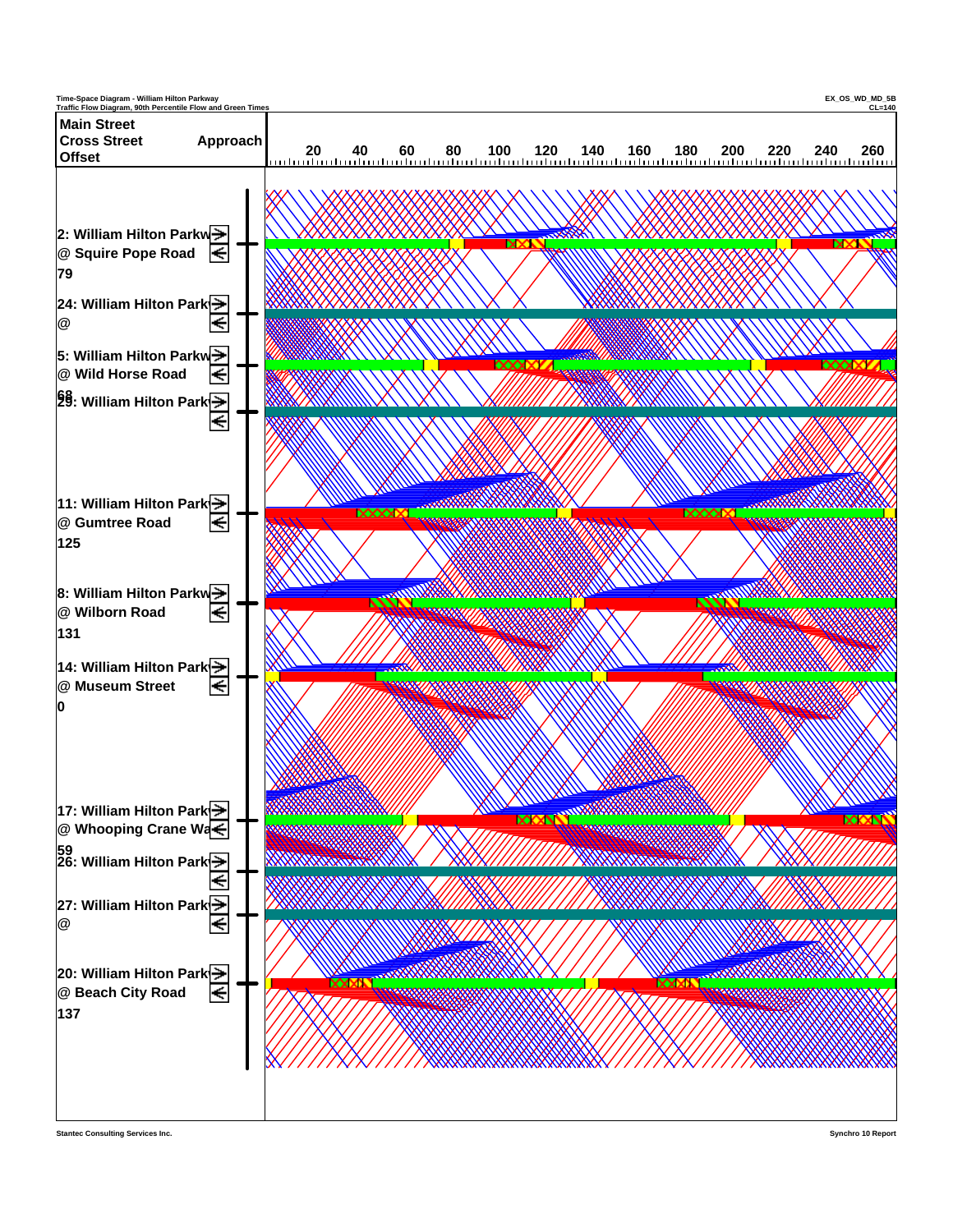Time-Space Diagram - William Hilton Parkway
Traffic Flow Diagram, 90th Percentile Flow and Green Times

EX_OS_WD_MD_5B
CL=140

| Main Street<br>Cross Street<br>Offset | Approach |
|---|---|
| 2: William Hilton Parkw<br>@ Squire Pope Road<br>79 | → ← |
| 24: William Hilton Park<br>@ | → ← |
| 5: William Hilton Parkw<br>@ Wild Horse Road<br>68 | → ← |
| 29: William Hilton Park | → ← |
| 11: William Hilton Park<br>@ Gumtree Road<br>125 | → ← |
| 8: William Hilton Parkw<br>@ Wilborn Road<br>131 | → ← |
| 14: William Hilton Park<br>@ Museum Street<br>0 | → ← |
| 17: William Hilton Park<br>@ Whooping Crane Wa<br>59 | → ← |
| 26: William Hilton Park | → ← |
| 27: William Hilton Park<br>@ | → ← |
| 20: William Hilton Park<br>@ Beach City Road<br>137 | → ← |

Time axis: 20 40 60 80 100 120 140 160 180 200 220 240 260

Stantec Consulting Services Inc.

Synchro 10 Report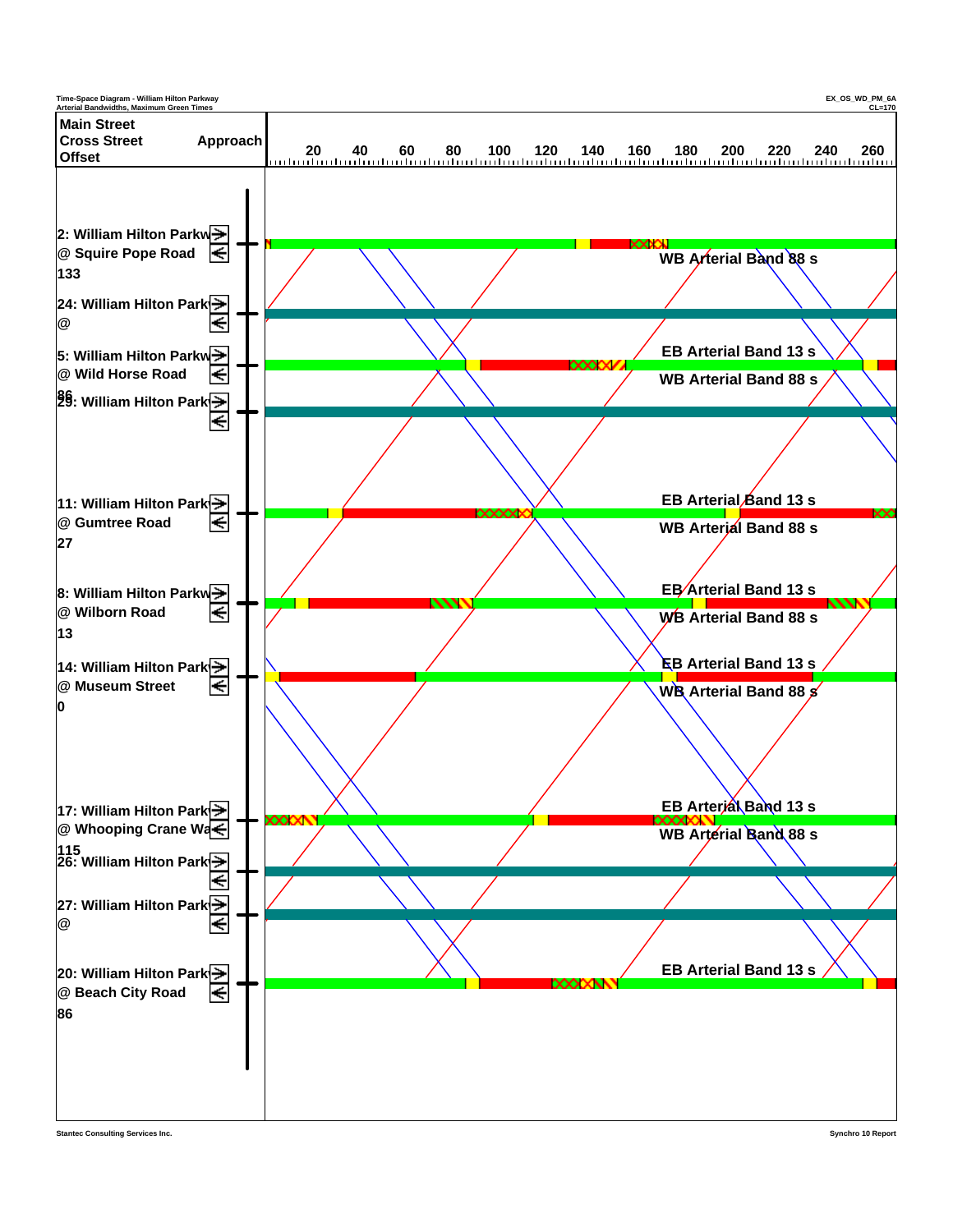Time-Space Diagram - William Hilton Parkway
Arterial Bandwidths, Maximum Green Times

EX_OS_WD_PM_6A
CL=170

| Main Street / Cross Street / Offset | Approach |
|---|---|
| 2: William Hilton Parkw @ Squire Pope Road 133 | → ← |
| 24: William Hilton Park @ | → ← |
| 5: William Hilton Parkw @ Wild Horse Road 86 | → ← |
| 29: William Hilton Park | → ← |
| 11: William Hilton Park @ Gumtree Road 27 | → ← |
| 8: William Hilton Parkw @ Wilborn Road 13 | → ← |
| 14: William Hilton Park @ Museum Street 0 | → ← |
| 17: William Hilton Park @ Whooping Crane Wa 115 | → ← |
| 26: William Hilton Park | → ← |
| 27: William Hilton Park @ | → ← |
| 20: William Hilton Park @ Beach City Road 86 | → ← |

Time axis: 20 40 60 80 100 120 140 160 180 200 220 240 260

WB Arterial Band 88 s

EB Arterial Band 13 s
WB Arterial Band 88 s

EB Arterial Band 13 s
WB Arterial Band 88 s

EB Arterial Band 13 s
WB Arterial Band 88 s

EB Arterial Band 13 s
WB Arterial Band 88 s

EB Arterial Band 13 s
WB Arterial Band 88 s

EB Arterial Band 13 s

Stantec Consulting Services Inc.

Synchro 10 Report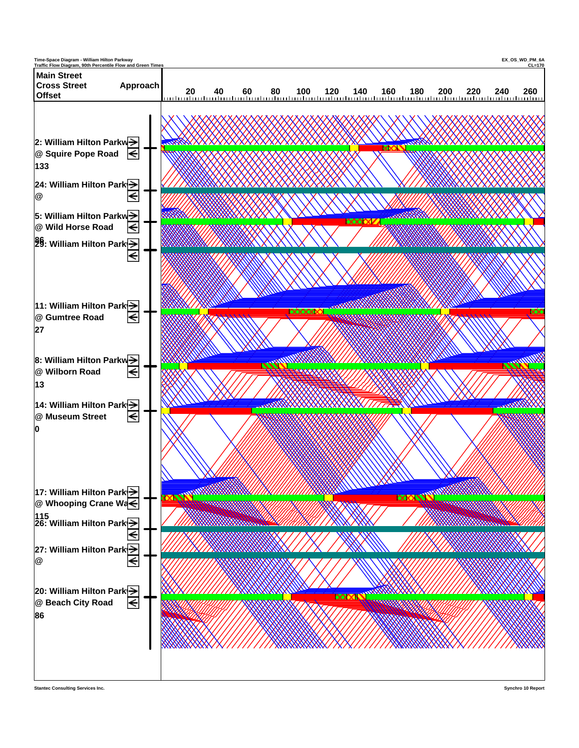Time-Space Diagram - William Hilton Parkway
Traffic Flow Diagram, 90th Percentile Flow and Green Times

EX_OS_WD_PM_6A
CL=170

| Main Street / Cross Street / Offset | Approach |
|---|---|
| 2: William Hilton Parkw @ Squire Pope Road 133 | → ← |
| 24: William Hilton Park @ | → ← |
| 5: William Hilton Parkw @ Wild Horse Road 86 | → ← |
| 29: William Hilton Park | → ← |
| 11: William Hilton Park @ Gumtree Road 27 | → ← |
| 8: William Hilton Parkw @ Wilborn Road 13 | → ← |
| 14: William Hilton Park @ Museum Street 0 | → ← |
| 17: William Hilton Park @ Whooping Crane Wa 115 | → ← |
| 26: William Hilton Park | → ← |
| 27: William Hilton Park @ | → ← |
| 20: William Hilton Park @ Beach City Road 86 | → ← |

20 40 60 80 100 120 140 160 180 200 220 240 260

Stantec Consulting Services Inc.

Synchro 10 Report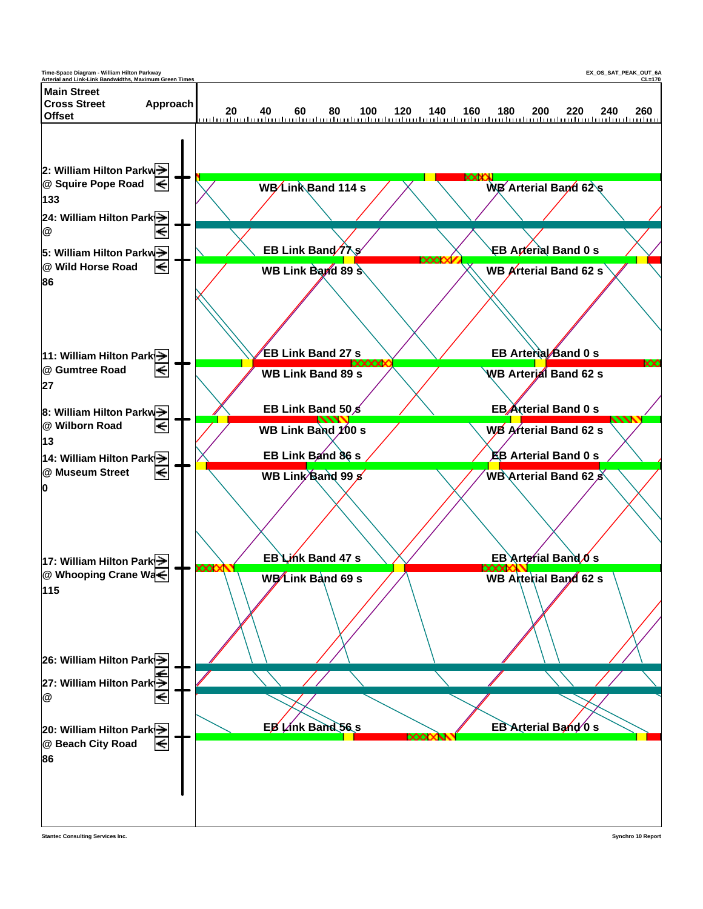Time-Space Diagram - William Hilton Parkway
Arterial and Link-Link Bandwidths, Maximum Green Times

EX_OS_SAT_PEAK_OUT_6A
CL=170

| Main Street / Cross Street / Offset | Approach |
|---|---|
| 2: William Hilton Parkw @ Squire Pope Road 133 | |
| 24: William Hilton Park @ | |
| 5: William Hilton Parkw @ Wild Horse Road 86 | |
| 11: William Hilton Park @ Gumtree Road 27 | |
| 8: William Hilton Parkw @ Wilborn Road 13 | |
| 14: William Hilton Park @ Museum Street 0 | |
| 17: William Hilton Park @ Whooping Crane Wa 115 | |
| 26: William Hilton Park | |
| 27: William Hilton Park @ | |
| 20: William Hilton Park @ Beach City Road 86 | |

20 40 60 80 100 120 140 160 180 200 220 240 260

WB Link Band 114 s
WB Arterial Band 62 s

EB Link Band 77 s
EB Arterial Band 0 s
WB Link Band 89 s
WB Arterial Band 62 s

EB Link Band 27 s
EB Arterial Band 0 s
WB Link Band 89 s
WB Arterial Band 62 s

EB Link Band 50 s
EB Arterial Band 0 s
WB Link Band 100 s
WB Arterial Band 62 s

EB Link Band 86 s
EB Arterial Band 0 s
WB Link Band 99 s
WB Arterial Band 62 s

EB Link Band 47 s
EB Arterial Band 0 s
WB Link Band 69 s
WB Arterial Band 62 s

EB Link Band 56 s
EB Arterial Band 0 s

Stantec Consulting Services Inc.

Synchro 10 Report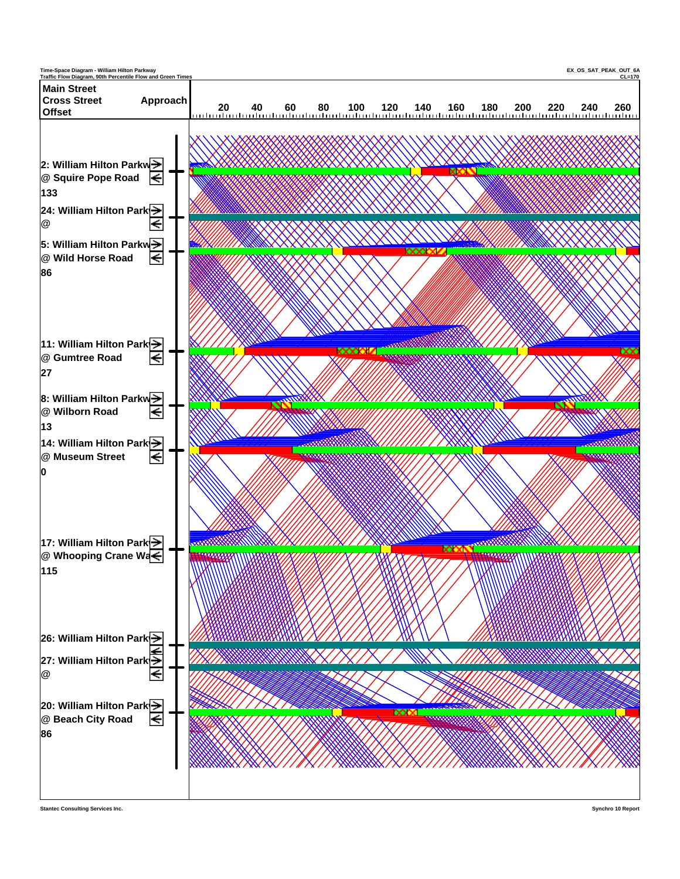Time-Space Diagram - William Hilton Parkway
Traffic Flow Diagram, 90th Percentile Flow and Green Times

EX_OS_SAT_PEAK_OUT_6A
CL=170

| Main Street / Cross Street / Offset | Approach |
|---|---|
| 2: William Hilton Parkway @ Squire Pope Road, 133 | → ← |
| 24: William Hilton Parkway @ | → ← |
| 5: William Hilton Parkway @ Wild Horse Road, 86 | → ← |
| 11: William Hilton Parkway @ Gumtree Road, 27 | → ← |
| 8: William Hilton Parkway @ Wilborn Road, 13 | → ← |
| 14: William Hilton Parkway @ Museum Street, 0 | → ← |
| 17: William Hilton Parkway @ Whooping Crane Way, 115 | → ← |
| 26: William Hilton Parkway | → ← |
| 27: William Hilton Parkway @ | → ← |
| 20: William Hilton Parkway @ Beach City Road, 86 | → ← |

Time axis: 20 40 60 80 100 120 140 160 180 200 220 240 260

Stantec Consulting Services Inc.

Synchro 10 Report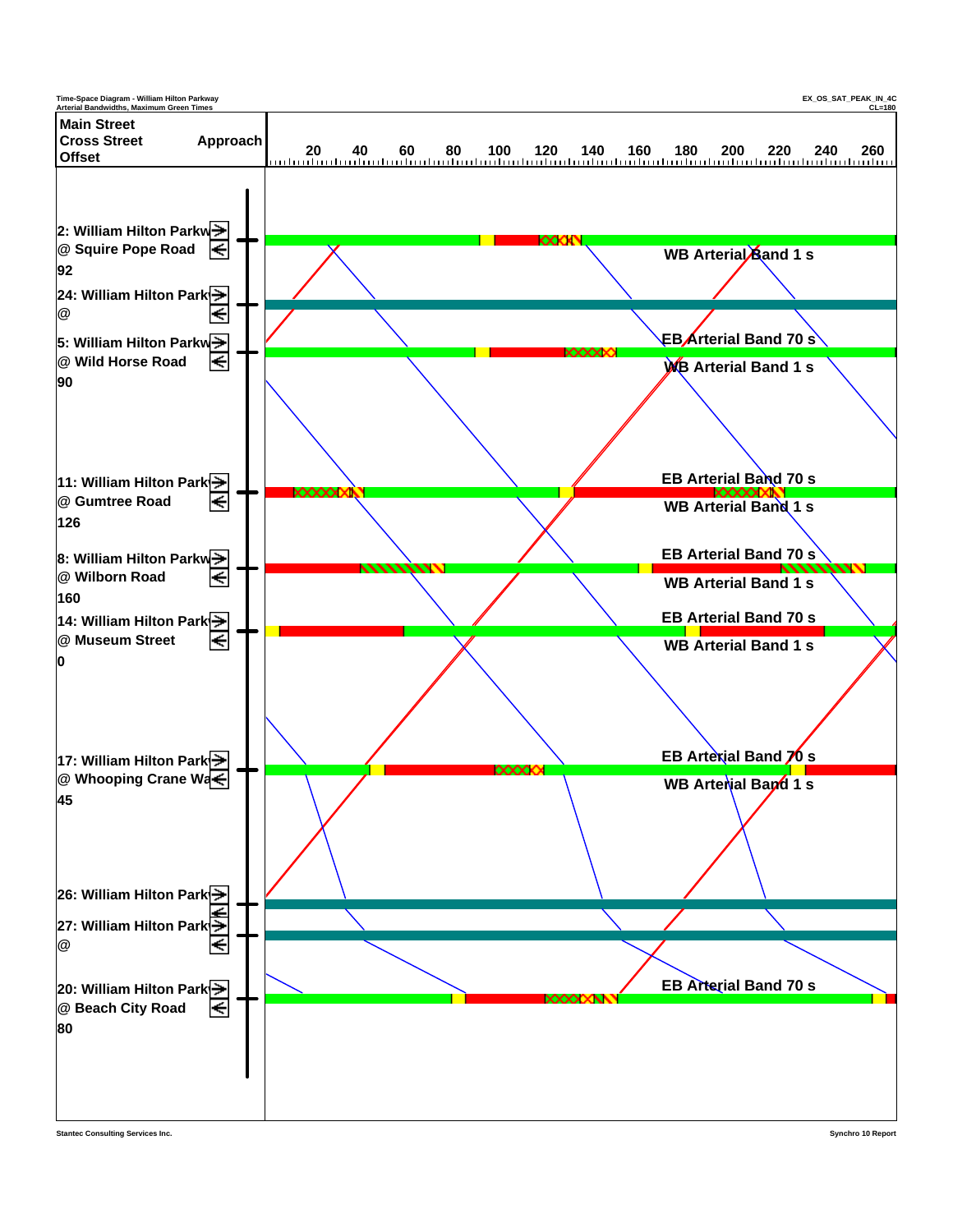Time-Space Diagram - William Hilton Parkway
Arterial Bandwidths, Maximum Green Times

EX_OS_SAT_PEAK_IN_4C
CL=180

| Main Street / Cross Street / Offset | Approach |
|---|---|
| 2: William Hilton Parkw @ Squire Pope Road 92 | → ← |
| 24: William Hilton Park @ | → ← |
| 5: William Hilton Parkw @ Wild Horse Road 90 | → ← |
| 11: William Hilton Park @ Gumtree Road 126 | → ← |
| 8: William Hilton Parkw @ Wilborn Road 160 | → ← |
| 14: William Hilton Park @ Museum Street 0 | → ← |
| 17: William Hilton Park @ Whooping Crane Wa 45 | → ← |
| 26: William Hilton Park | → ← |
| 27: William Hilton Park @ | → ← |
| 20: William Hilton Park @ Beach City Road 80 | → ← |

20 40 60 80 100 120 140 160 180 200 220 240 260

WB Arterial Band 1 s

EB Arterial Band 70 s

WB Arterial Band 1 s

EB Arterial Band 70 s

WB Arterial Band 1 s

EB Arterial Band 70 s

WB Arterial Band 1 s

EB Arterial Band 70 s

WB Arterial Band 1 s

EB Arterial Band 70 s

WB Arterial Band 1 s

EB Arterial Band 70 s

Stantec Consulting Services Inc.

Synchro 10 Report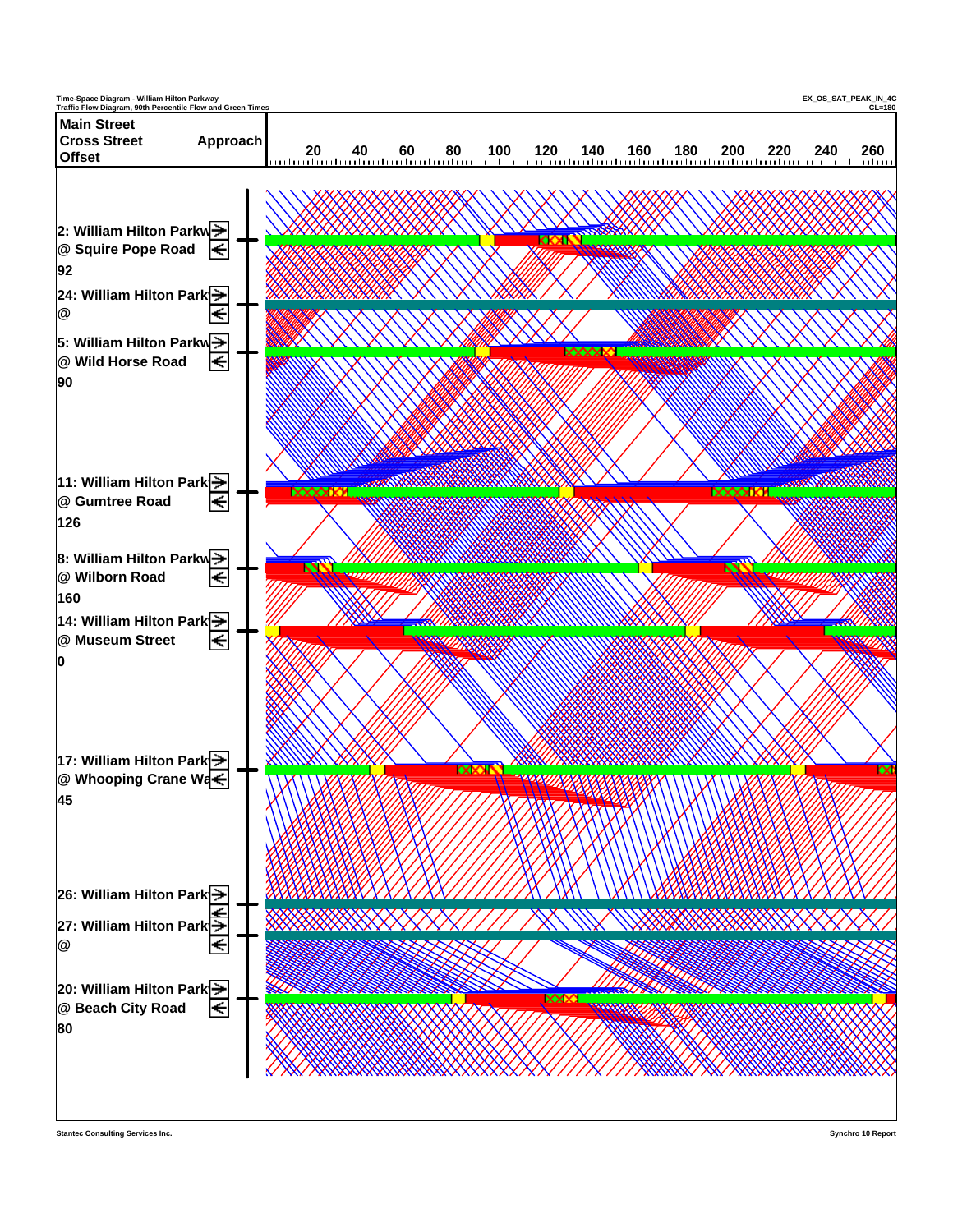Time-Space Diagram - William Hilton Parkway
Traffic Flow Diagram, 90th Percentile Flow and Green Times

EX_OS_SAT_PEAK_IN_4C
CL=180

| Main Street / Cross Street / Offset | Approach |
|---|---|
| 2: William Hilton Parkw @ Squire Pope Road 92 | → ← |
| 24: William Hilton Park @ | → ← |
| 5: William Hilton Parkw @ Wild Horse Road 90 | → ← |
| 11: William Hilton Park @ Gumtree Road 126 | → ← |
| 8: William Hilton Parkw @ Wilborn Road 160 | → ← |
| 14: William Hilton Park @ Museum Street 0 | → ← |
| 17: William Hilton Park @ Whooping Crane Wa 45 | → ← |
| 26: William Hilton Park | → ← |
| 27: William Hilton Park @ | → ← |
| 20: William Hilton Park @ Beach City Road 80 | → ← |

Time axis: 20 40 60 80 100 120 140 160 180 200 220 240 260

Stantec Consulting Services Inc.

Synchro 10 Report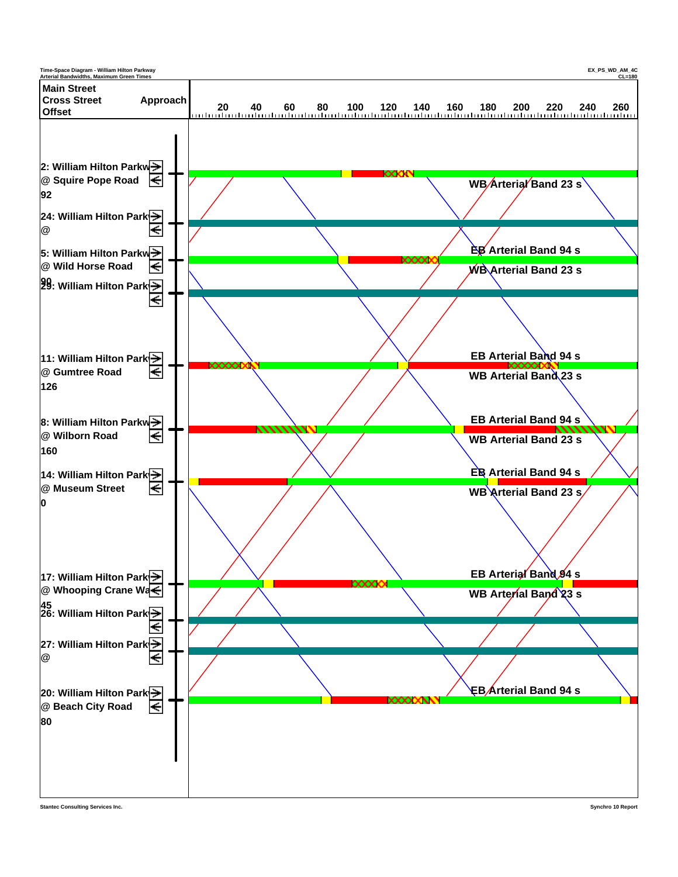Time-Space Diagram - William Hilton Parkway
Arterial Bandwidths, Maximum Green Times

EX_PS_WD_AM_4C
CL=180

| Main Street / Cross Street / Offset | Approach |
|---|---|
| 2: William Hilton Parkw @ Squire Pope Road 92 | → ← |
| 24: William Hilton Park @ | → ← |
| 5: William Hilton Parkw @ Wild Horse Road 90 | → ← |
| 29: William Hilton Park | → ← |
| 11: William Hilton Park @ Gumtree Road 126 | → ← |
| 8: William Hilton Parkw @ Wilborn Road 160 | → ← |
| 14: William Hilton Park @ Museum Street 0 | → ← |
| 17: William Hilton Park @ Whooping Crane Wa 45 | → ← |
| 26: William Hilton Park | → ← |
| 27: William Hilton Park @ | → ← |
| 20: William Hilton Park @ Beach City Road 80 | → ← |

Time axis: 20 40 60 80 100 120 140 160 180 200 220 240 260

WB Arterial Band 23 s

EB Arterial Band 94 s

WB Arterial Band 23 s

EB Arterial Band 94 s

WB Arterial Band 23 s

EB Arterial Band 94 s

WB Arterial Band 23 s

EB Arterial Band 94 s

WB Arterial Band 23 s

EB Arterial Band 94 s

WB Arterial Band 23 s

EB Arterial Band 94 s

Stantec Consulting Services Inc.

Synchro 10 Report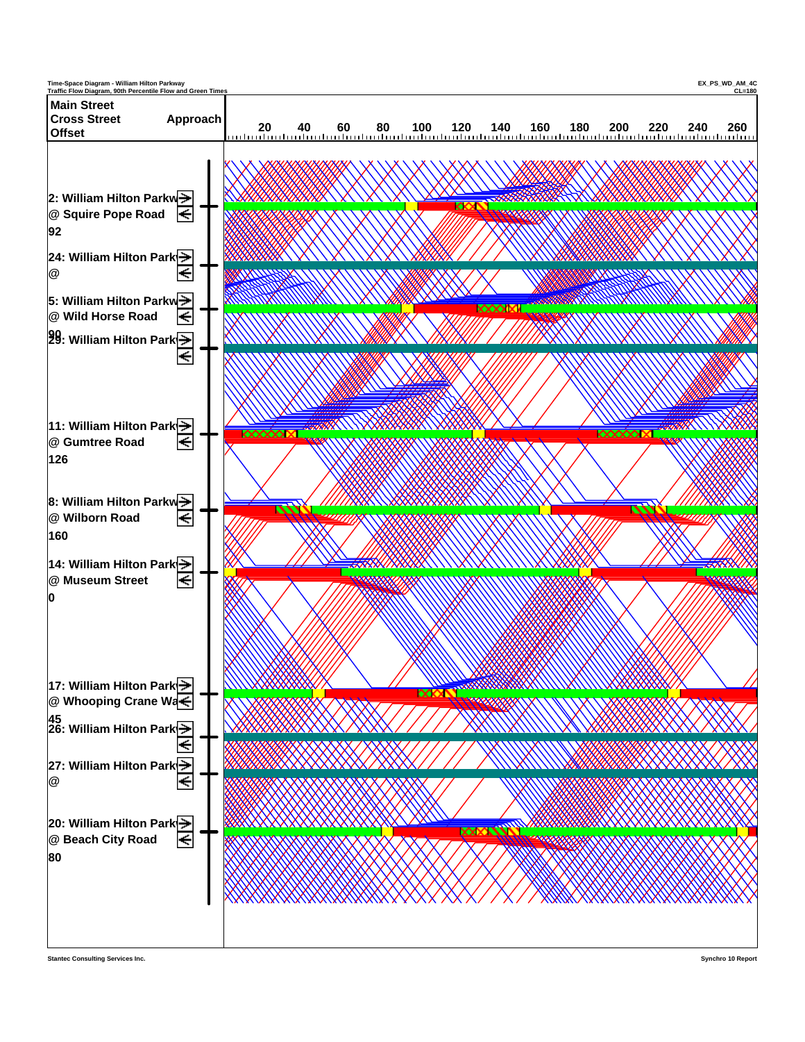Time-Space Diagram - William Hilton Parkway
Traffic Flow Diagram, 90th Percentile Flow and Green Times

EX_PS_WD_AM_4C
CL=180

**Main Street**
**Cross Street** **Approach**
**Offset**

20 40 60 80 100 120 140 160 180 200 220 240 260

**2: William Hilton Parkw**
**@ Squire Pope Road**
**92**

**24: William Hilton Park**
**@**

**5: William Hilton Parkw**
**@ Wild Horse Road**
**90**

**29: William Hilton Park**

**11: William Hilton Park**
**@ Gumtree Road**
**126**

**8: William Hilton Parkw**
**@ Wilborn Road**
**160**

**14: William Hilton Park**
**@ Museum Street**
**0**

**17: William Hilton Park**
**@ Whooping Crane Wa**
**45**

**26: William Hilton Park**

**27: William Hilton Park**
**@**

**20: William Hilton Park**
**@ Beach City Road**
**80**

Stantec Consulting Services Inc.

Synchro 10 Report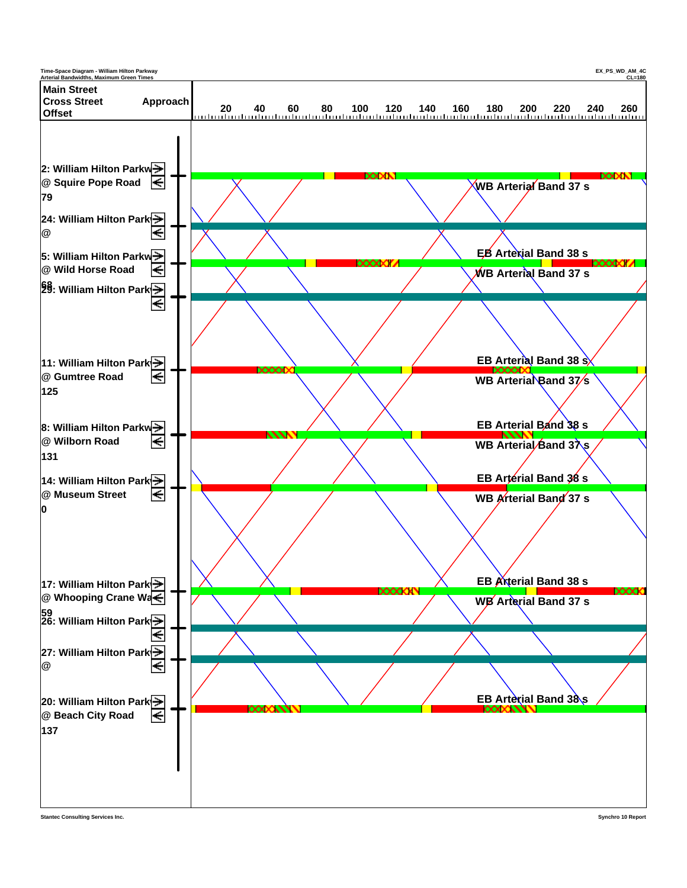Time-Space Diagram - William Hilton Parkway
Arterial Bandwidths, Maximum Green Times

EX_PS_WD_AM_4C
CL=180

| Main Street / Cross Street / Offset | Approach |
|---|---|
| 2: William Hilton Parkw @ Squire Pope Road, 79 | → ← |
| 24: William Hilton Park @ | → ← |
| 5: William Hilton Parkw @ Wild Horse Road, 68 | → ← |
| 29: William Hilton Park | → ← |
| 11: William Hilton Park @ Gumtree Road, 125 | → ← |
| 8: William Hilton Parkw @ Wilborn Road, 131 | → ← |
| 14: William Hilton Park @ Museum Street, 0 | → ← |
| 17: William Hilton Park @ Whooping Crane Wa, 59 | → ← |
| 26: William Hilton Park | → ← |
| 27: William Hilton Park @ | → ← |
| 20: William Hilton Park @ Beach City Road, 137 | → ← |

Time axis: 20, 40, 60, 80, 100, 120, 140, 160, 180, 200, 220, 240, 260

WB Arterial Band 37 s

EB Arterial Band 38 s

WB Arterial Band 37 s

EB Arterial Band 38 s

WB Arterial Band 37 s

EB Arterial Band 38 s

WB Arterial Band 37 s

EB Arterial Band 38 s

WB Arterial Band 37 s

EB Arterial Band 38 s

WB Arterial Band 37 s

EB Arterial Band 38 s

Stantec Consulting Services Inc.

Synchro 10 Report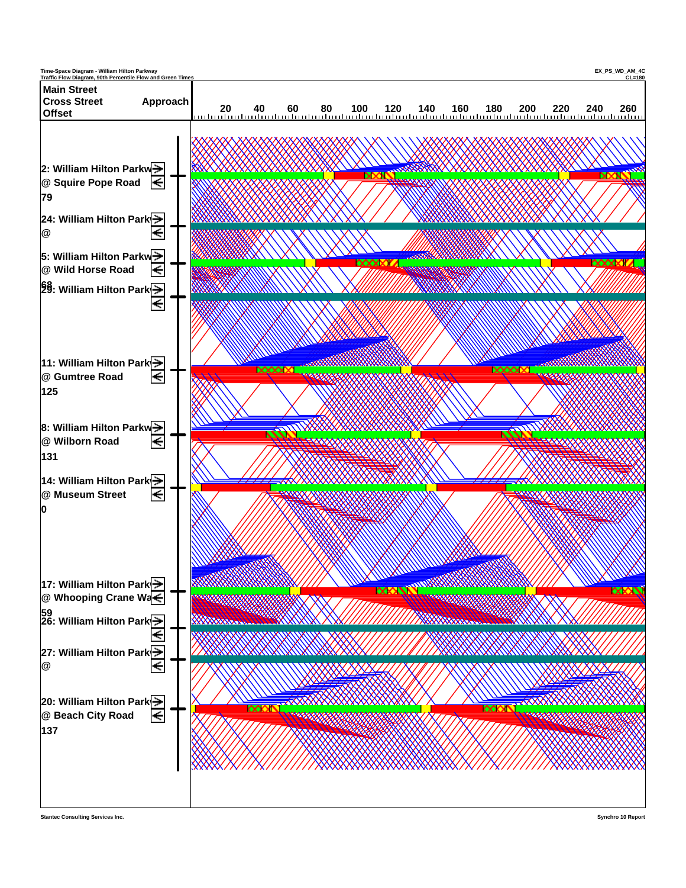Time-Space Diagram - William Hilton Parkway
Traffic Flow Diagram, 90th Percentile Flow and Green Times

EX_PS_WD_AM_4C
CL=180

| Main Street / Cross Street / Offset | Approach |
|---|---|
| 2: William Hilton Parkw @ Squire Pope Road 79 | |
| 24: William Hilton Park @ | |
| 5: William Hilton Parkw @ Wild Horse Road 68 | |
| 29: William Hilton Park | |
| 11: William Hilton Park @ Gumtree Road 125 | |
| 8: William Hilton Parkw @ Wilborn Road 131 | |
| 14: William Hilton Park @ Museum Street 0 | |
| 17: William Hilton Park @ Whooping Crane Wa 59 | |
| 26: William Hilton Park | |
| 27: William Hilton Park @ | |
| 20: William Hilton Park @ Beach City Road 137 | |

20 40 60 80 100 120 140 160 180 200 220 240 260

Stantec Consulting Services Inc.

Synchro 10 Report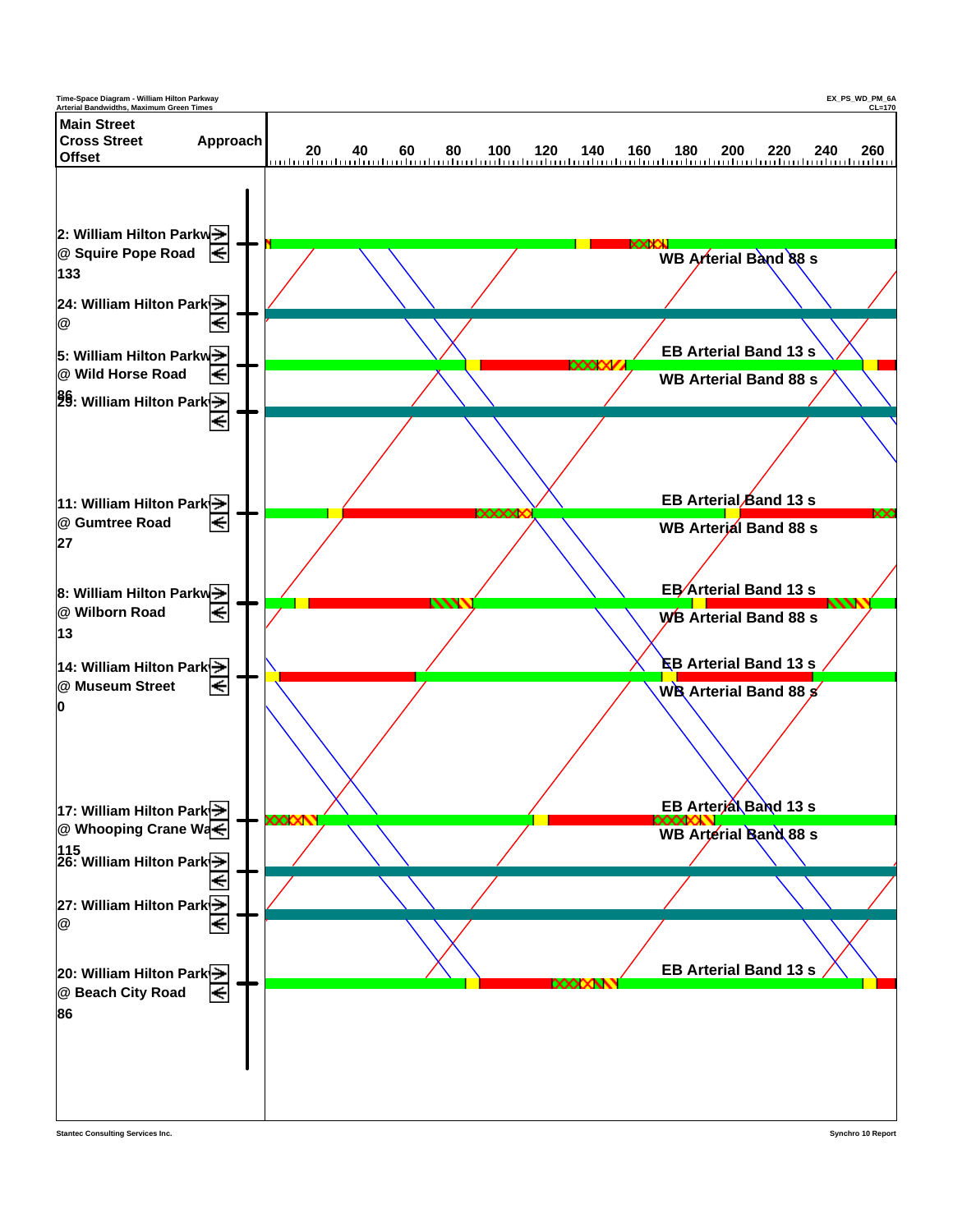Time-Space Diagram - William Hilton Parkway
Arterial Bandwidths, Maximum Green Times

EX_PS_WD_PM_6A
CL=170

| Main Street / Cross Street / Offset | Approach |
|---|---|
| 2: William Hilton Parkway @ Squire Pope Road, 133 | → ← |
| 24: William Hilton Parkway @ | → ← |
| 5: William Hilton Parkway @ Wild Horse Road, 86 | → ← |
| 29: William Hilton Parkway | → ← |
| 11: William Hilton Parkway @ Gumtree Road, 27 | → ← |
| 8: William Hilton Parkway @ Wilborn Road, 13 | → ← |
| 14: William Hilton Parkway @ Museum Street, 0 | → ← |
| 17: William Hilton Parkway @ Whooping Crane Way, 115 | → ← |
| 26: William Hilton Parkway | → ← |
| 27: William Hilton Parkway @ | → ← |
| 20: William Hilton Parkway @ Beach City Road, 86 | → ← |

Time axis: 20, 40, 60, 80, 100, 120, 140, 160, 180, 200, 220, 240, 260

WB Arterial Band 88 s

EB Arterial Band 13 s
WB Arterial Band 88 s

EB Arterial Band 13 s
WB Arterial Band 88 s

EB Arterial Band 13 s
WB Arterial Band 88 s

EB Arterial Band 13 s
WB Arterial Band 88 s

EB Arterial Band 13 s
WB Arterial Band 88 s

EB Arterial Band 13 s

Stantec Consulting Services Inc.

Synchro 10 Report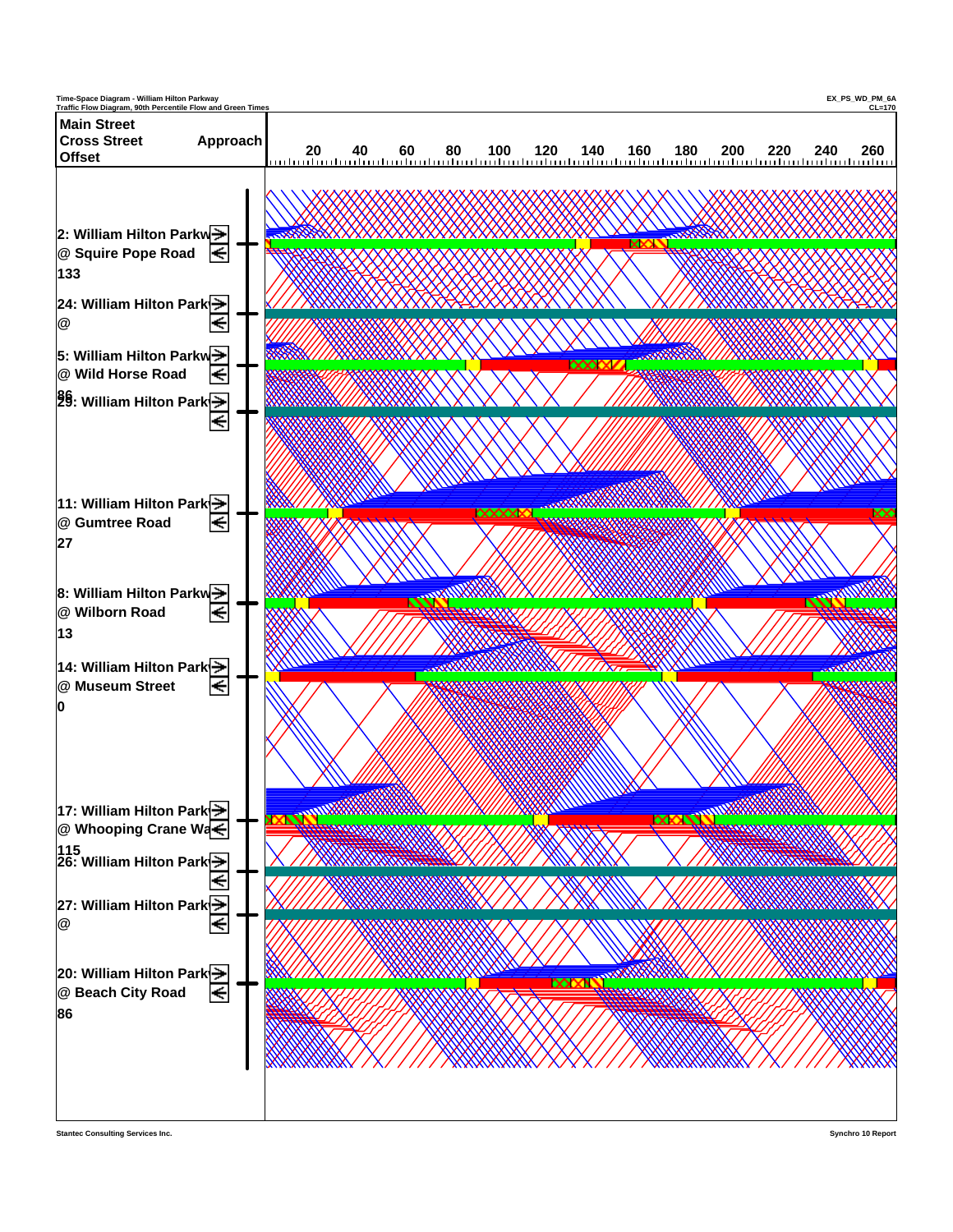Time-Space Diagram - William Hilton Parkway
Traffic Flow Diagram, 90th Percentile Flow and Green Times

EX_PS_WD_PM_6A
CL=170

**Main Street**
**Cross Street** **Approach**
**Offset**

20 40 60 80 100 120 140 160 180 200 220 240 260

**2: William Hilton Parkw**
**@ Squire Pope Road**
**133**

**24: William Hilton Park**
**@**

**5: William Hilton Parkw**
**@ Wild Horse Road**
**86**

**29: William Hilton Park**

**11: William Hilton Park**
**@ Gumtree Road**
**27**

**8: William Hilton Parkw**
**@ Wilborn Road**
**13**

**14: William Hilton Park**
**@ Museum Street**
**0**

**17: William Hilton Park**
**@ Whooping Crane Wa**
**115**

**26: William Hilton Park**

**27: William Hilton Park**
**@**

**20: William Hilton Park**
**@ Beach City Road**
**86**

Stantec Consulting Services Inc.

Synchro 10 Report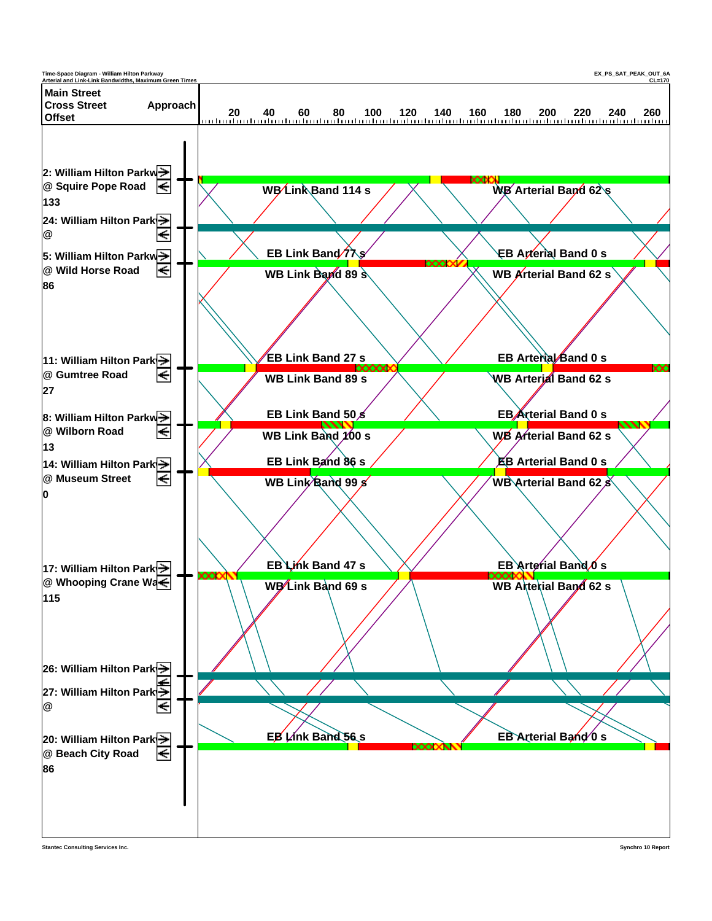Time-Space Diagram - William Hilton Parkway
Arterial and Link-Link Bandwidths, Maximum Green Times

EX_PS_SAT_PEAK_OUT_6A
CL=170

| Main Street / Cross Street / Offset | Approach |
|---|---|
| 2: William Hilton Parkway @ Squire Pope Road, 133 | |
| 24: William Hilton Parkway @ | |
| 5: William Hilton Parkway @ Wild Horse Road, 86 | |
| 11: William Hilton Parkway @ Gumtree Road, 27 | |
| 8: William Hilton Parkway @ Wilborn Road, 13 | |
| 14: William Hilton Parkway @ Museum Street, 0 | |
| 17: William Hilton Parkway @ Whooping Crane Way, 115 | |
| 26: William Hilton Parkway | |
| 27: William Hilton Parkway @ | |
| 20: William Hilton Parkway @ Beach City Road, 86 | |

Time axis: 20, 40, 60, 80, 100, 120, 140, 160, 180, 200, 220, 240, 260

| Intersection | Link Bands | Arterial Bands |
|---|---|---|
| 2: Squire Pope Road | WB Link Band 114 s | WB Arterial Band 62 s |
| 5: Wild Horse Road | EB Link Band 77 s; WB Link Band 89 s | EB Arterial Band 0 s; WB Arterial Band 62 s |
| 11: Gumtree Road | EB Link Band 27 s; WB Link Band 89 s | EB Arterial Band 0 s; WB Arterial Band 62 s |
| 8: Wilborn Road | EB Link Band 50 s; WB Link Band 100 s | EB Arterial Band 0 s; WB Arterial Band 62 s |
| 14: Museum Street | EB Link Band 86 s; WB Link Band 99 s | EB Arterial Band 0 s; WB Arterial Band 62 s |
| 17: Whooping Crane Way | EB Link Band 47 s; WB Link Band 69 s | EB Arterial Band 0 s; WB Arterial Band 62 s |
| 20: Beach City Road | EB Link Band 56 s | EB Arterial Band 0 s |

Stantec Consulting Services Inc.

Synchro 10 Report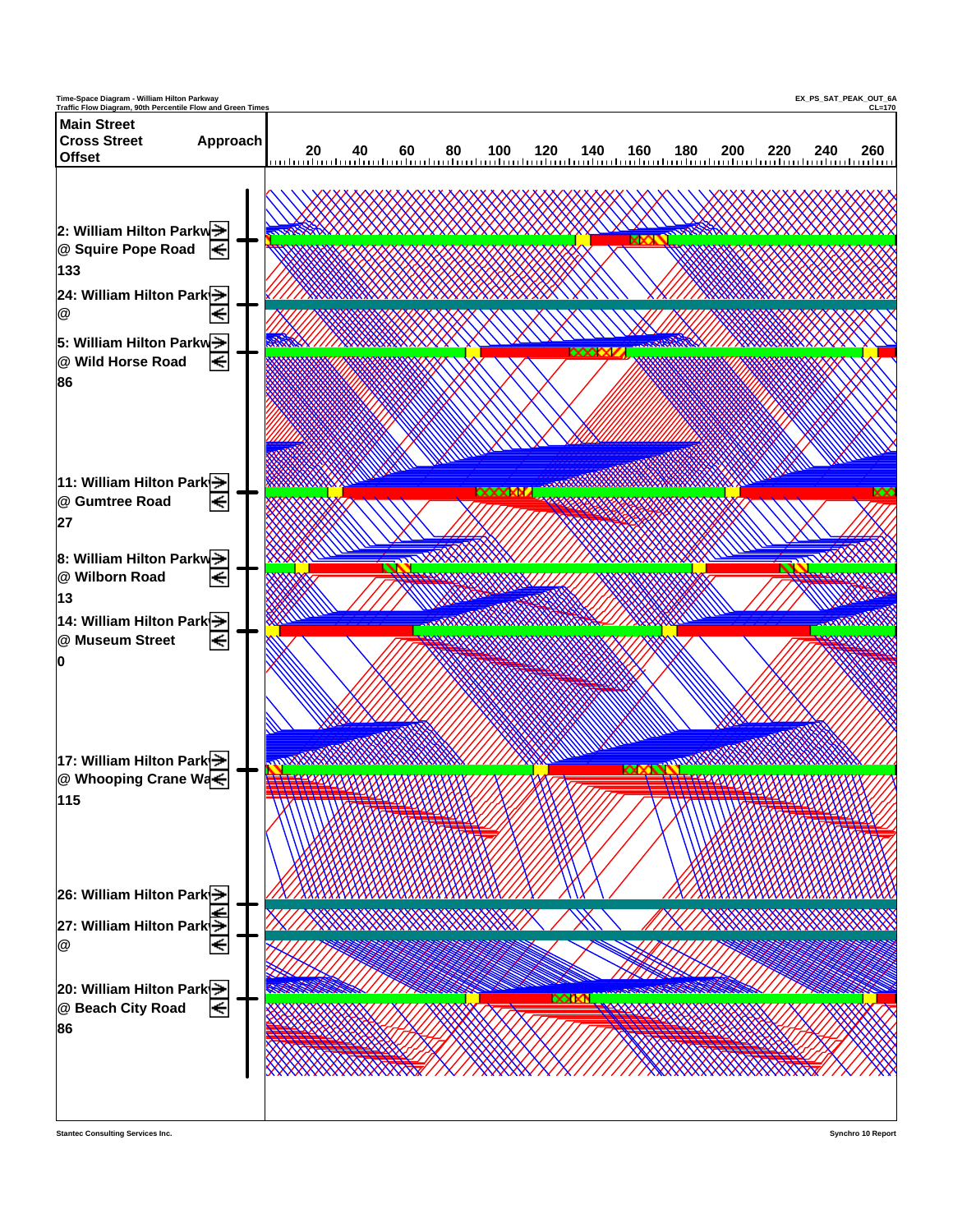Time-Space Diagram - William Hilton Parkway
Traffic Flow Diagram, 90th Percentile Flow and Green Times

EX_PS_SAT_PEAK_OUT_6A
CL=170

| Main Street / Cross Street / Offset | Approach |
|---|---|
| 2: William Hilton Parkway @ Squire Pope Road, 133 | |
| 24: William Hilton Parkway @ | |
| 5: William Hilton Parkway @ Wild Horse Road, 86 | |
| 11: William Hilton Parkway @ Gumtree Road, 27 | |
| 8: William Hilton Parkway @ Wilborn Road, 13 | |
| 14: William Hilton Parkway @ Museum Street, 0 | |
| 17: William Hilton Parkway @ Whooping Crane Way, 115 | |
| 26: William Hilton Parkway | |
| 27: William Hilton Parkway @ | |
| 20: William Hilton Parkway @ Beach City Road, 86 | |

20 40 60 80 100 120 140 160 180 200 220 240 260

Stantec Consulting Services Inc.

Synchro 10 Report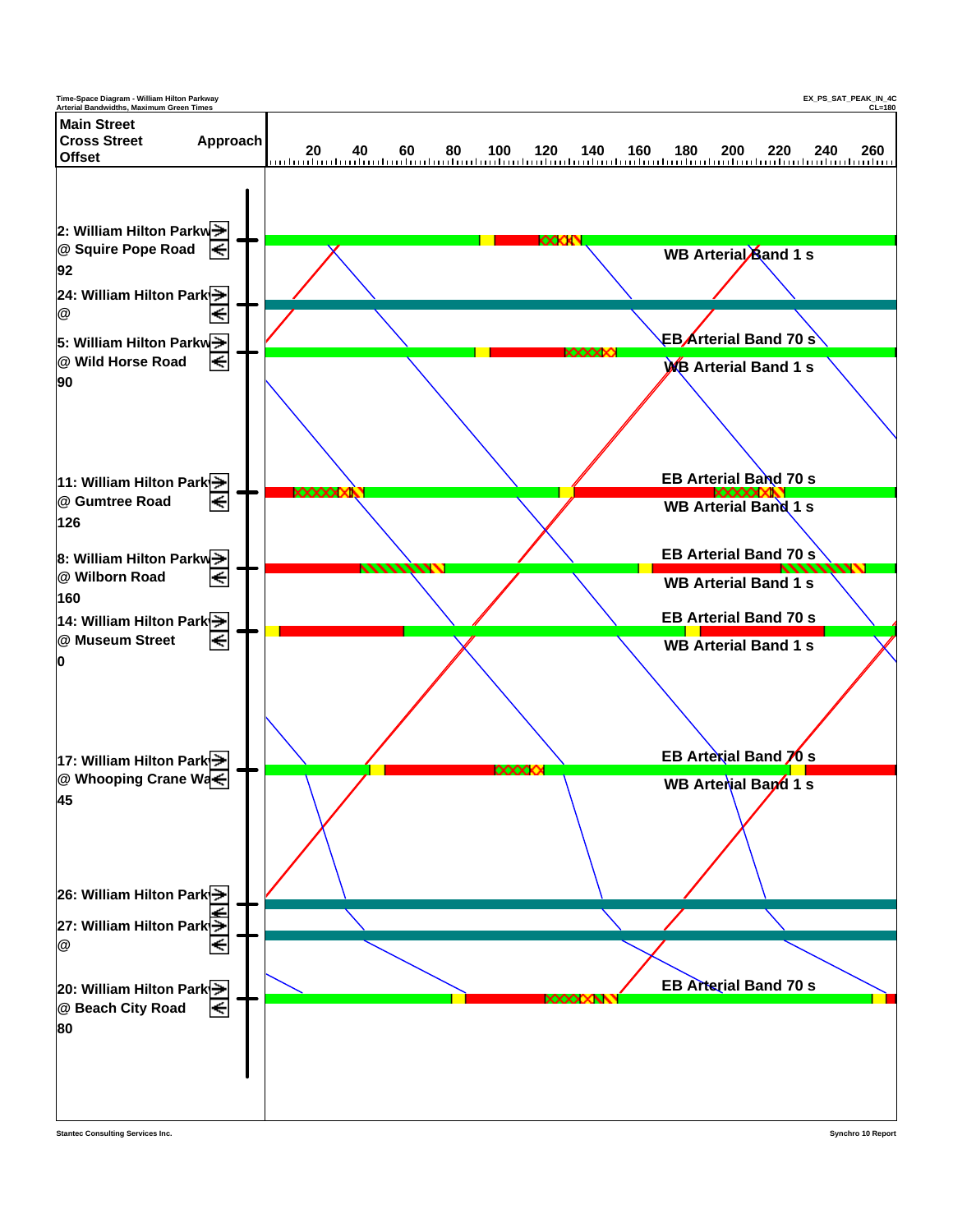Time-Space Diagram - William Hilton Parkway
Arterial Bandwidths, Maximum Green Times

EX_PS_SAT_PEAK_IN_4C
CL=180

| Main Street / Cross Street / Offset | Approach |
|---|---|
| 2: William Hilton Parkw @ Squire Pope Road 92 | → ← |
| 24: William Hilton Park @ | → ← |
| 5: William Hilton Parkw @ Wild Horse Road 90 | → ← |
| 11: William Hilton Park @ Gumtree Road 126 | → ← |
| 8: William Hilton Parkw @ Wilborn Road 160 | → ← |
| 14: William Hilton Park @ Museum Street 0 | → ← |
| 17: William Hilton Park @ Whooping Crane Wa 45 | → ← |
| 26: William Hilton Park | → ← |
| 27: William Hilton Park @ | → ← |
| 20: William Hilton Park @ Beach City Road 80 | → ← |

Time axis: 20, 40, 60, 80, 100, 120, 140, 160, 180, 200, 220, 240, 260

WB Arterial Band 1 s

EB Arterial Band 70 s

WB Arterial Band 1 s

EB Arterial Band 70 s

WB Arterial Band 1 s

EB Arterial Band 70 s

WB Arterial Band 1 s

EB Arterial Band 70 s

WB Arterial Band 1 s

EB Arterial Band 70 s

WB Arterial Band 1 s

EB Arterial Band 70 s

Stantec Consulting Services Inc.

Synchro 10 Report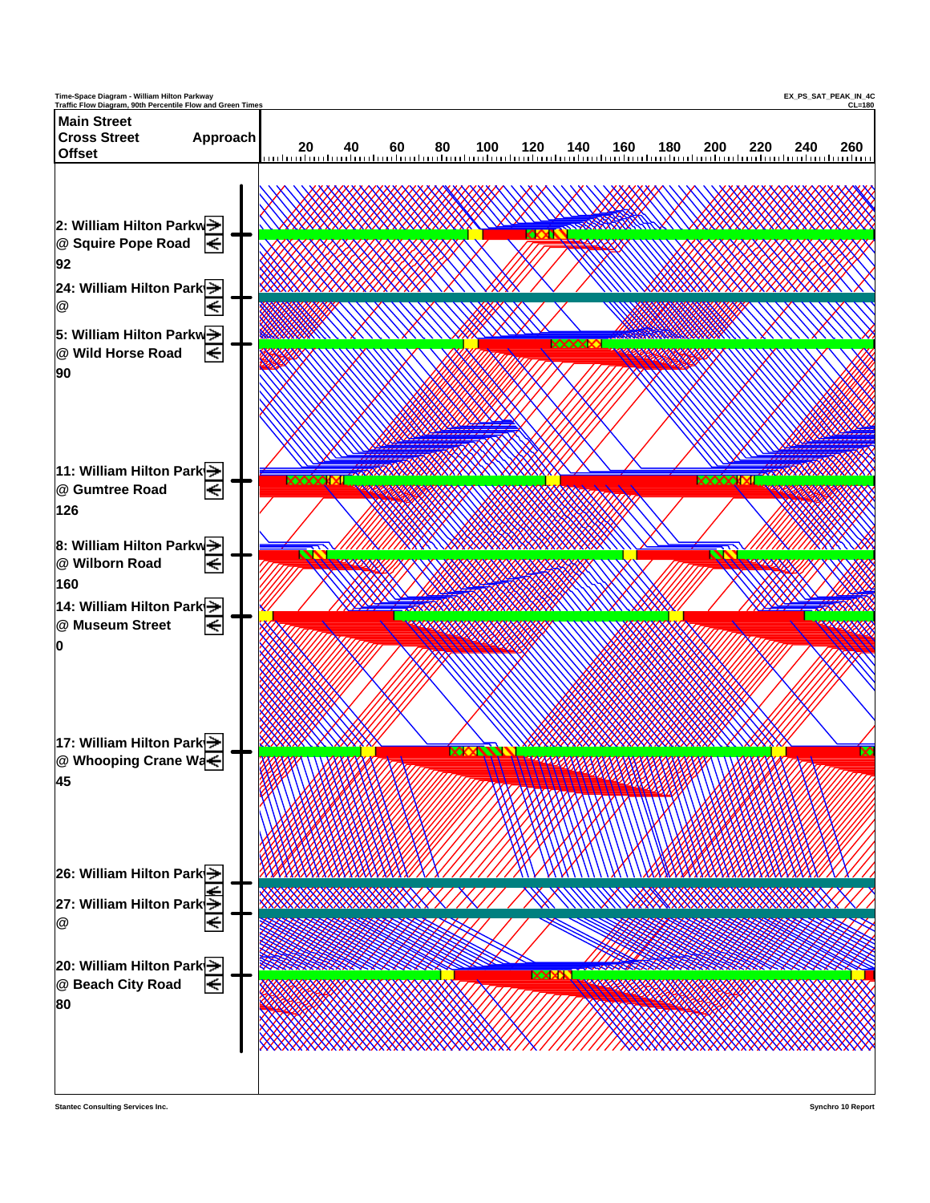Time-Space Diagram - William Hilton Parkway
Traffic Flow Diagram, 90th Percentile Flow and Green Times

EX_PS_SAT_PEAK_IN_4C
CL=180

| Main Street / Cross Street / Offset | Approach |
|---|---|
| 2: William Hilton Parkw @ Squire Pope Road 92 | → ← |
| 24: William Hilton Park @ | → ← |
| 5: William Hilton Parkw @ Wild Horse Road 90 | → ← |
| 11: William Hilton Park @ Gumtree Road 126 | → ← |
| 8: William Hilton Parkw @ Wilborn Road 160 | → ← |
| 14: William Hilton Park @ Museum Street 0 | → ← |
| 17: William Hilton Park @ Whooping Crane Wa 45 | → ← |
| 26: William Hilton Park | → ← |
| 27: William Hilton Park @ | → ← |
| 20: William Hilton Park @ Beach City Road 80 | → ← |

Time axis: 20 40 60 80 100 120 140 160 180 200 220 240 260

Stantec Consulting Services Inc.

Synchro 10 Report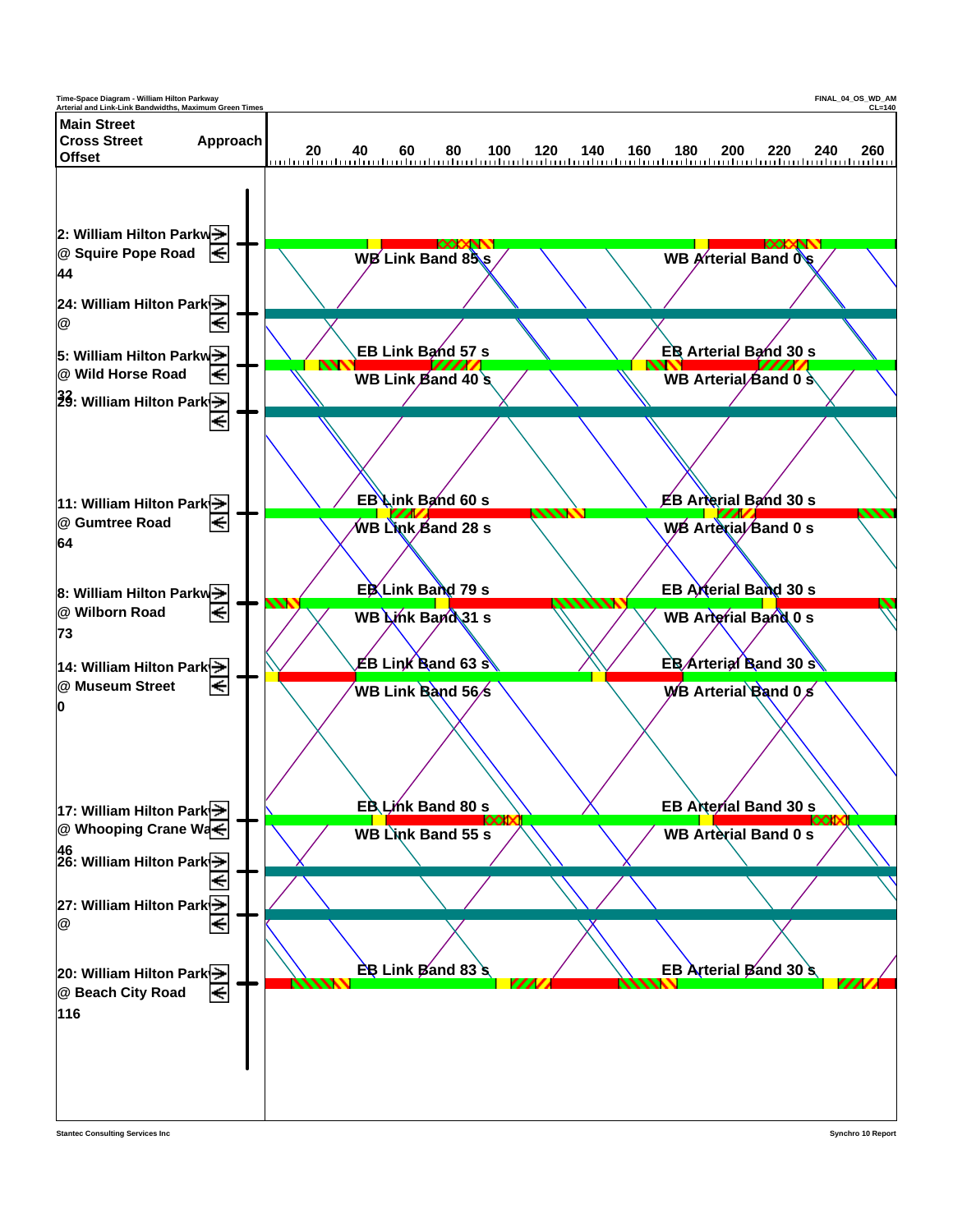Time-Space Diagram - William Hilton Parkway
Arterial and Link-Link Bandwidths, Maximum Green Times

FINAL_04_OS_WD_AM
CL=140

| Main Street / Cross Street / Offset | Approach |
|---|---|
| 2: William Hilton Parkway @ Squire Pope Road, 44 | → ← |
| 24: William Hilton Parkway @ | → ← |
| 5: William Hilton Parkway @ Wild Horse Road, 32 | → ← |
| 29: William Hilton Parkway | → ← |
| 11: William Hilton Parkway @ Gumtree Road, 64 | → ← |
| 8: William Hilton Parkway @ Wilborn Road, 73 | → ← |
| 14: William Hilton Parkway @ Museum Street, 0 | → ← |
| 17: William Hilton Parkway @ Whooping Crane Way, 46 | → ← |
| 26: William Hilton Parkway | → ← |
| 27: William Hilton Parkway @ | → ← |
| 20: William Hilton Parkway @ Beach City Road, 116 | → ← |

Time axis: 20, 40, 60, 80, 100, 120, 140, 160, 180, 200, 220, 240, 260

| Intersection | Link Bands | Arterial Bands |
|---|---|---|
| 2: Squire Pope Road | WB Link Band 85 s | WB Arterial Band 0 s |
| 5: Wild Horse Road | EB Link Band 57 s; WB Link Band 40 s | EB Arterial Band 30 s; WB Arterial Band 0 s |
| 11: Gumtree Road | EB Link Band 60 s; WB Link Band 28 s | EB Arterial Band 30 s; WB Arterial Band 0 s |
| 8: Wilborn Road | EB Link Band 79 s; WB Link Band 31 s | EB Arterial Band 30 s; WB Arterial Band 0 s |
| 14: Museum Street | EB Link Band 63 s; WB Link Band 56 s | EB Arterial Band 30 s; WB Arterial Band 0 s |
| 17: Whooping Crane Way | EB Link Band 80 s; WB Link Band 55 s | EB Arterial Band 30 s; WB Arterial Band 0 s |
| 20: Beach City Road | EB Link Band 83 s | EB Arterial Band 30 s |

Stantec Consulting Services Inc

Synchro 10 Report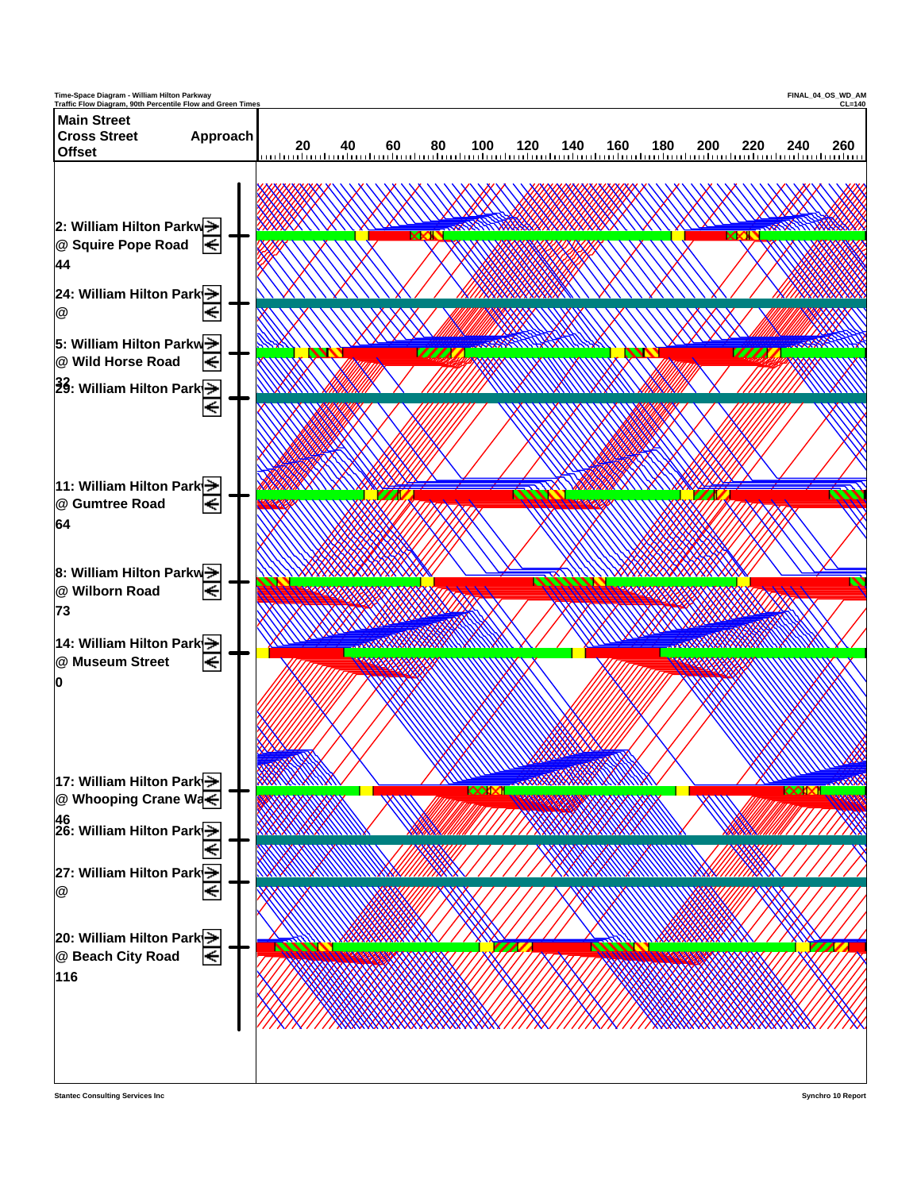Time-Space Diagram - William Hilton Parkway
Traffic Flow Diagram, 90th Percentile Flow and Green Times

FINAL_04_OS_WD_AM
CL=140

| Main Street / Cross Street / Offset | Approach |
|---|---|
| 2: William Hilton Parkw @ Squire Pope Road 44 | → ← |
| 24: William Hilton Park @ | → ← |
| 5: William Hilton Parkw @ Wild Horse Road 32 | → ← |
| 29: William Hilton Park | → ← |
| 11: William Hilton Park @ Gumtree Road 64 | → ← |
| 8: William Hilton Parkw @ Wilborn Road 73 | → ← |
| 14: William Hilton Park @ Museum Street 0 | → ← |
| 17: William Hilton Park @ Whooping Crane Wa 46 | → ← |
| 26: William Hilton Park | → ← |
| 27: William Hilton Park @ | → ← |
| 20: William Hilton Park @ Beach City Road 116 | → ← |

20 40 60 80 100 120 140 160 180 200 220 240 260

Stantec Consulting Services Inc

Synchro 10 Report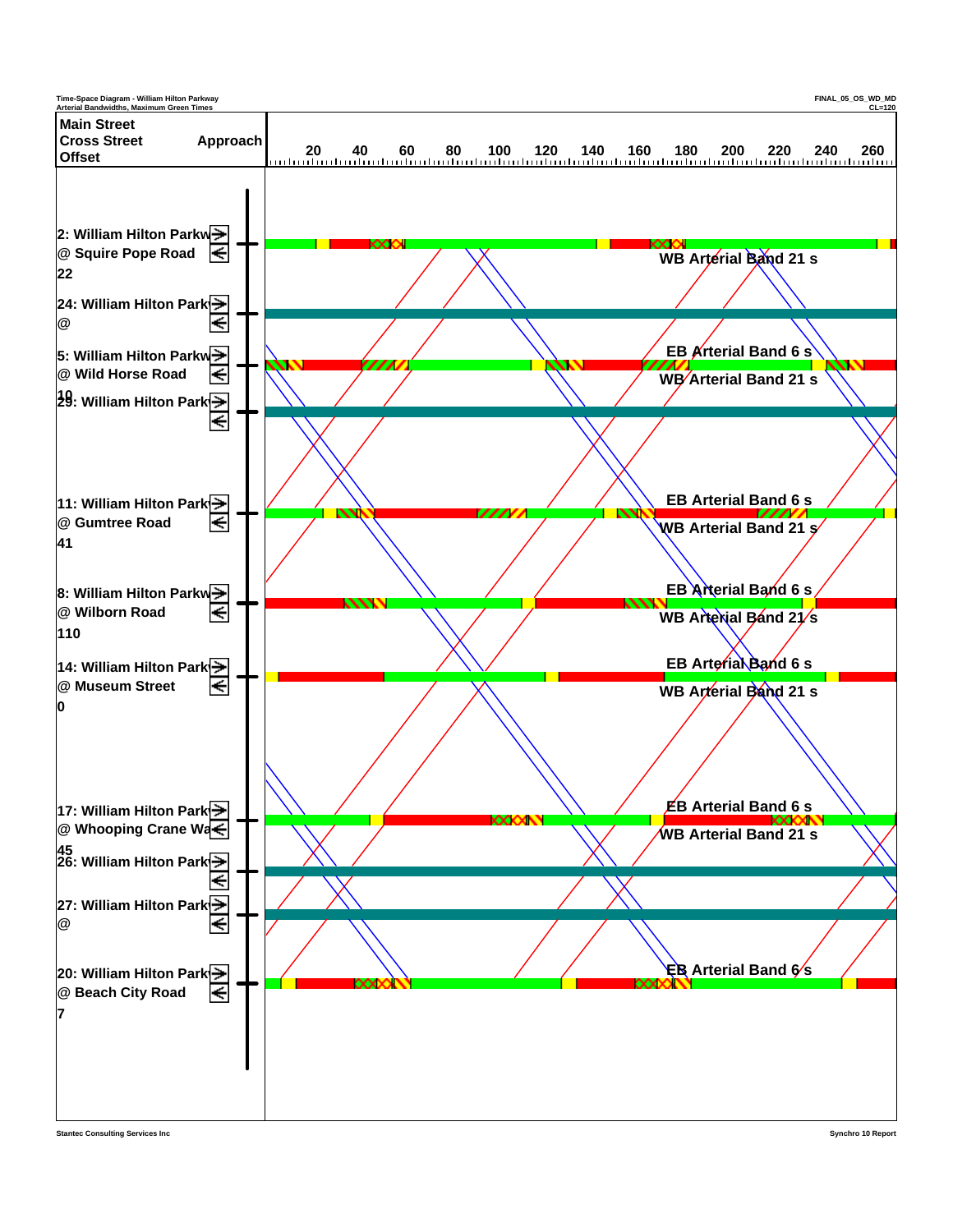Time-Space Diagram - William Hilton Parkway
Arterial Bandwidths, Maximum Green Times

FINAL_05_OS_WD_MD
CL=120

| Main Street / Cross Street / Offset | Approach |
|---|---|
| 2: William Hilton Parkw @ Squire Pope Road 22 | |
| 24: William Hilton Park @ | |
| 5: William Hilton Parkw @ Wild Horse Road 10 | |
| 29: William Hilton Park | |
| 11: William Hilton Park @ Gumtree Road 41 | |
| 8: William Hilton Parkw @ Wilborn Road 110 | |
| 14: William Hilton Park @ Museum Street 0 | |
| 17: William Hilton Park @ Whooping Crane Wa 45 | |
| 26: William Hilton Park | |
| 27: William Hilton Park @ | |
| 20: William Hilton Park @ Beach City Road 7 | |

20 40 60 80 100 120 140 160 180 200 220 240 260

WB Arterial Band 21 s

EB Arterial Band 6 s
WB Arterial Band 21 s

EB Arterial Band 6 s
WB Arterial Band 21 s

EB Arterial Band 6 s
WB Arterial Band 21 s

EB Arterial Band 6 s
WB Arterial Band 21 s

EB Arterial Band 6 s
WB Arterial Band 21 s

EB Arterial Band 6 s

Stantec Consulting Services Inc

Synchro 10 Report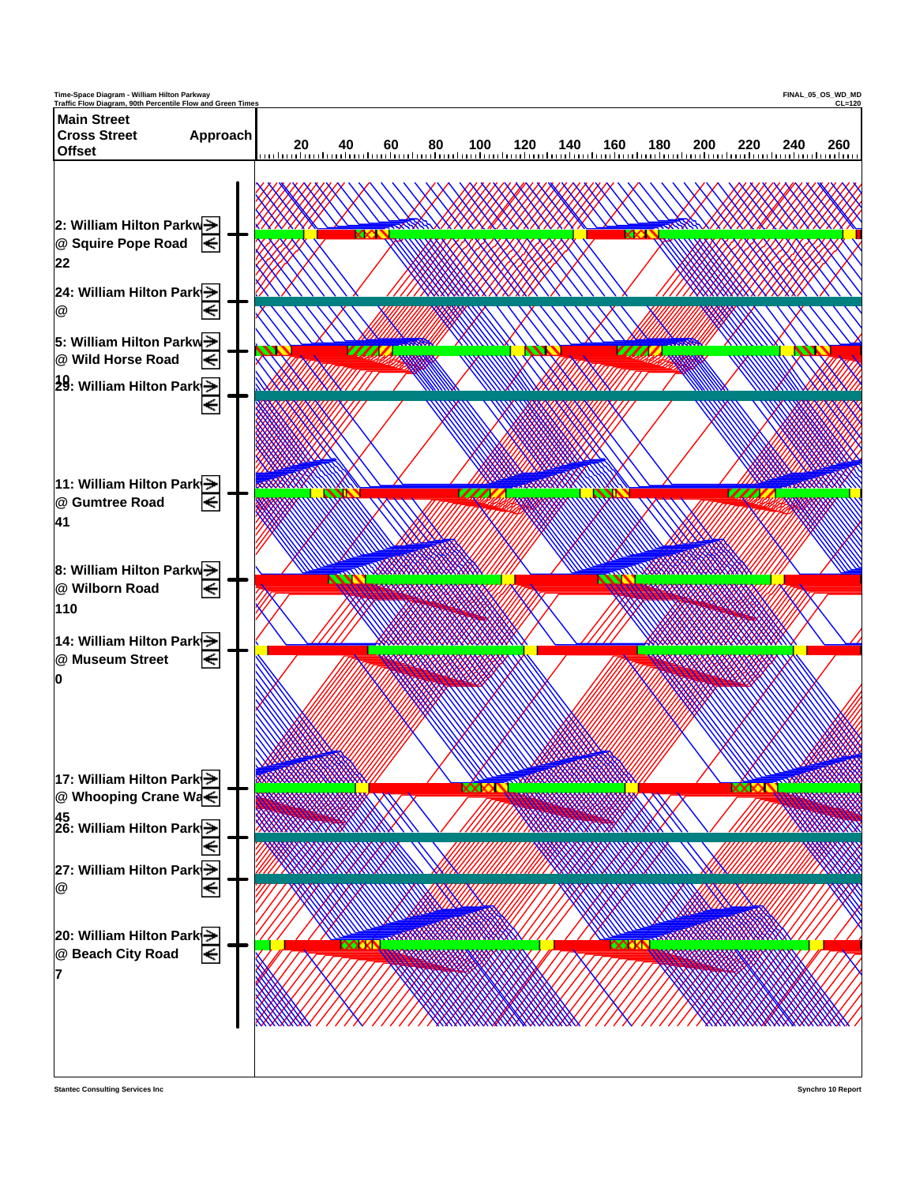Time-Space Diagram - William Hilton Parkway
Traffic Flow Diagram, 90th Percentile Flow and Green Times

FINAL_05_OS_WD_MD
CL=120

**Main Street**
**Cross Street** **Approach**
**Offset**

20 40 60 80 100 120 140 160 180 200 220 240 260

**2: William Hilton Parkw**
**@ Squire Pope Road**
**22**

**24: William Hilton Park**
**@**

**5: William Hilton Parkw**
**@ Wild Horse Road**
**10**

**29: William Hilton Park**

**11: William Hilton Park**
**@ Gumtree Road**
**41**

**8: William Hilton Parkw**
**@ Wilborn Road**
**110**

**14: William Hilton Park**
**@ Museum Street**
**0**

**17: William Hilton Park**
**@ Whooping Crane Wa**
**45**

**26: William Hilton Park**

**27: William Hilton Park**
**@**

**20: William Hilton Park**
**@ Beach City Road**
**7**

Stantec Consulting Services Inc

Synchro 10 Report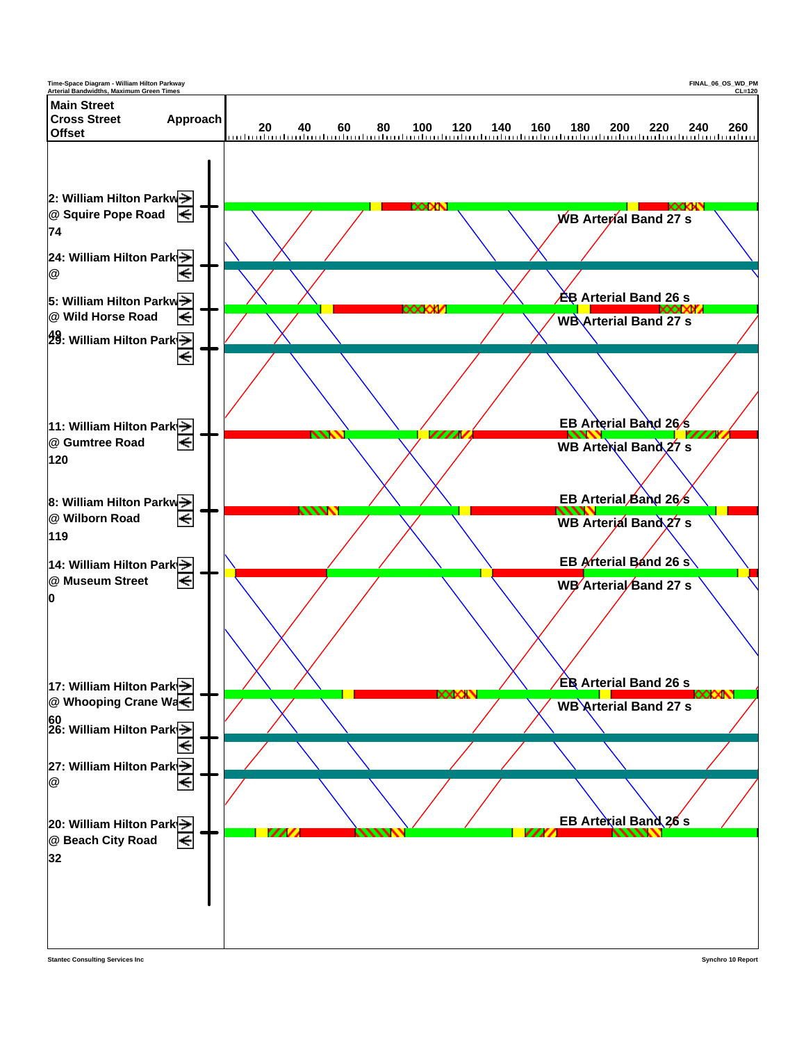Time-Space Diagram - William Hilton Parkway
Arterial Bandwidths, Maximum Green Times

FINAL_06_OS_WD_PM
CL=120

| Main Street / Cross Street / Offset | Approach |
|---|---|
| 2: William Hilton Parkw @ Squire Pope Road 74 | → ← |
| 24: William Hilton Park @ | → ← |
| 5: William Hilton Parkw @ Wild Horse Road 49 | → ← |
| 29: William Hilton Park | → ← |
| 11: William Hilton Park @ Gumtree Road 120 | → ← |
| 8: William Hilton Parkw @ Wilborn Road 119 | → ← |
| 14: William Hilton Park @ Museum Street 0 | → ← |
| 17: William Hilton Park @ Whooping Crane Wa 60 | → ← |
| 26: William Hilton Park | → ← |
| 27: William Hilton Park @ | → ← |
| 20: William Hilton Park @ Beach City Road 32 | → ← |

Time axis: 20 40 60 80 100 120 140 160 180 200 220 240 260

WB Arterial Band 27 s

EB Arterial Band 26 s
WB Arterial Band 27 s

EB Arterial Band 26 s
WB Arterial Band 27 s

EB Arterial Band 26 s
WB Arterial Band 27 s

EB Arterial Band 26 s
WB Arterial Band 27 s

EB Arterial Band 26 s
WB Arterial Band 27 s

EB Arterial Band 26 s

Stantec Consulting Services Inc

Synchro 10 Report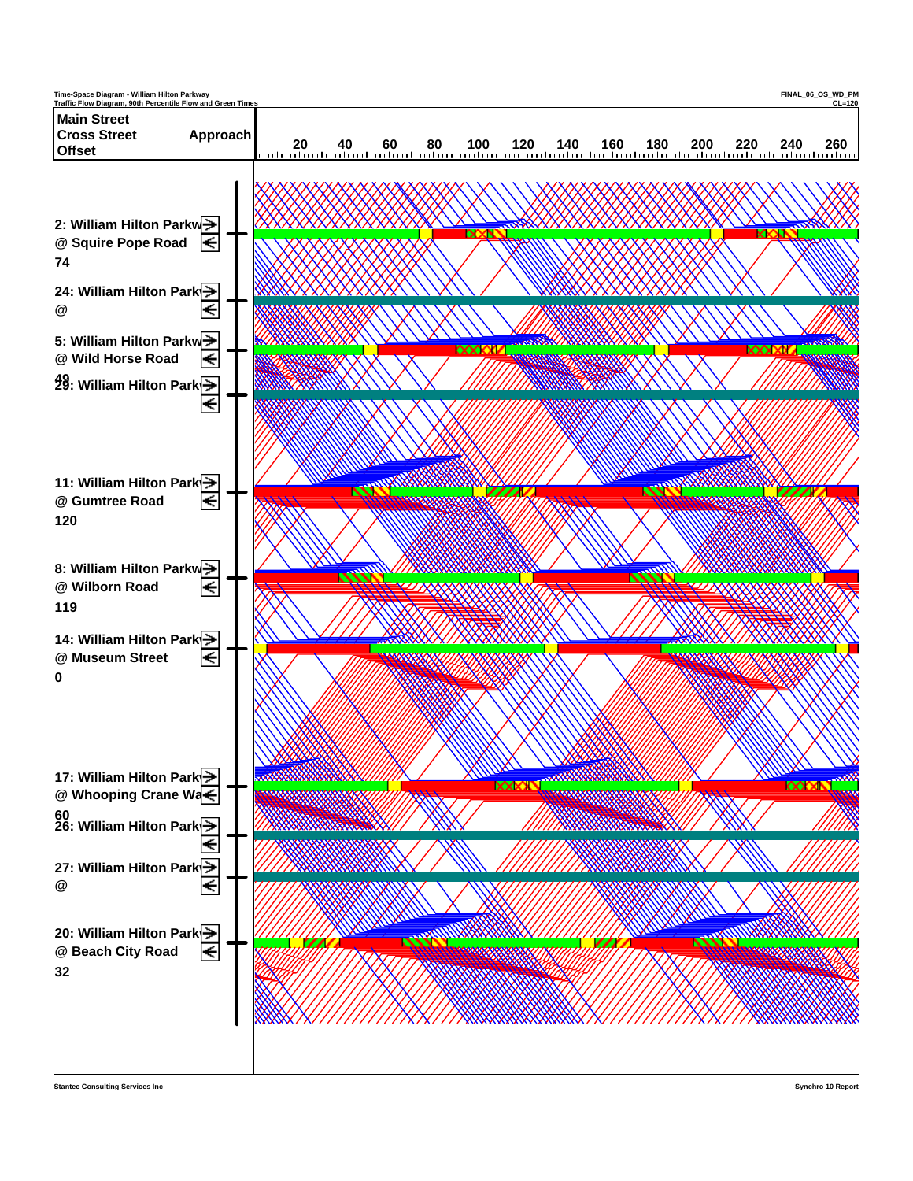Time-Space Diagram - William Hilton Parkway
Traffic Flow Diagram, 90th Percentile Flow and Green Times

FINAL_06_OS_WD_PM
CL=120

**Main Street**
**Cross Street** **Approach**
**Offset**

20 40 60 80 100 120 140 160 180 200 220 240 260

**2: William Hilton Parkw**
**@ Squire Pope Road**
**74**

**24: William Hilton Park**
**@**

**5: William Hilton Parkw**
**@ Wild Horse Road**
**49**

**29: William Hilton Park**

**11: William Hilton Park**
**@ Gumtree Road**
**120**

**8: William Hilton Parkw**
**@ Wilborn Road**
**119**

**14: William Hilton Park**
**@ Museum Street**
**0**

**17: William Hilton Park**
**@ Whooping Crane Wa**
**60**

**26: William Hilton Park**

**27: William Hilton Park**
**@**

**20: William Hilton Park**
**@ Beach City Road**
**32**

Stantec Consulting Services Inc

Synchro 10 Report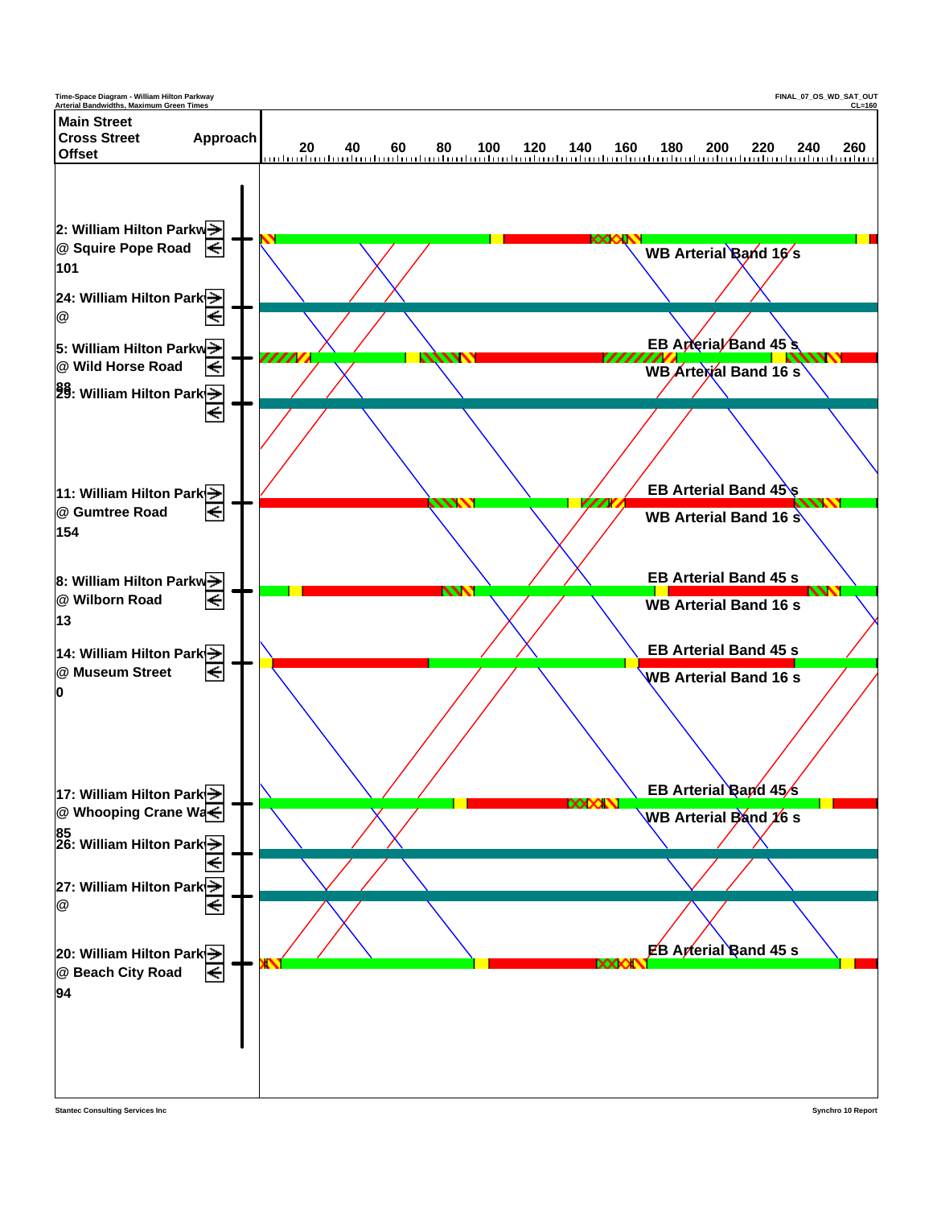Time-Space Diagram - William Hilton Parkway
Arterial Bandwidths, Maximum Green Times

FINAL_07_OS_WD_SAT_OUT
CL=160

| Main Street / Cross Street / Offset | Approach |
|---|---|
| 2: William Hilton Parkw @ Squire Pope Road 101 | |
| 24: William Hilton Park @ | |
| 5: William Hilton Parkw @ Wild Horse Road 88 | |
| 29: William Hilton Park | |
| 11: William Hilton Park @ Gumtree Road 154 | |
| 8: William Hilton Parkw @ Wilborn Road 13 | |
| 14: William Hilton Park @ Museum Street 0 | |
| 17: William Hilton Park @ Whooping Crane Wa 85 | |
| 26: William Hilton Park | |
| 27: William Hilton Park @ | |
| 20: William Hilton Park @ Beach City Road 94 | |

20 40 60 80 100 120 140 160 180 200 220 240 260

WB Arterial Band 16 s

EB Arterial Band 45 s
WB Arterial Band 16 s

EB Arterial Band 45 s
WB Arterial Band 16 s

EB Arterial Band 45 s
WB Arterial Band 16 s

EB Arterial Band 45 s
WB Arterial Band 16 s

EB Arterial Band 45 s
WB Arterial Band 16 s

EB Arterial Band 45 s

Stantec Consulting Services Inc

Synchro 10 Report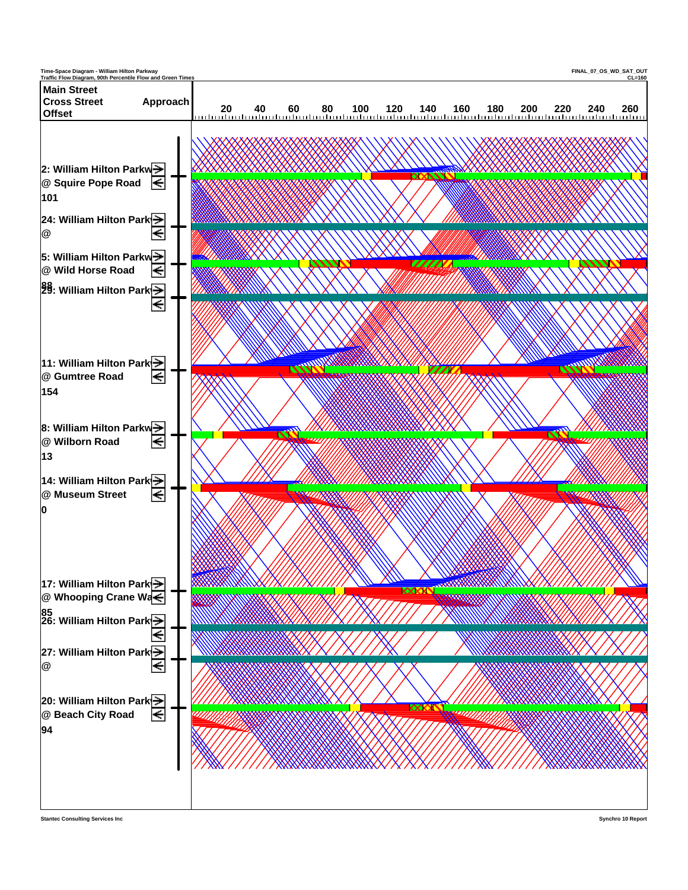Time-Space Diagram - William Hilton Parkway
Traffic Flow Diagram, 90th Percentile Flow and Green Times

FINAL_07_OS_WD_SAT_OUT
CL=160

| Main Street / Cross Street / Offset | Approach |
|---|---|
| 2: William Hilton Parkw @ Squire Pope Road 101 | |
| 24: William Hilton Park @ | |
| 5: William Hilton Parkw @ Wild Horse Road 88 | |
| 29: William Hilton Park | |
| 11: William Hilton Park @ Gumtree Road 154 | |
| 8: William Hilton Parkw @ Wilborn Road 13 | |
| 14: William Hilton Park @ Museum Street 0 | |
| 17: William Hilton Park @ Whooping Crane Wa 85 | |
| 26: William Hilton Park | |
| 27: William Hilton Park @ | |
| 20: William Hilton Park @ Beach City Road 94 | |

20 40 60 80 100 120 140 160 180 200 220 240 260

Stantec Consulting Services Inc

Synchro 10 Report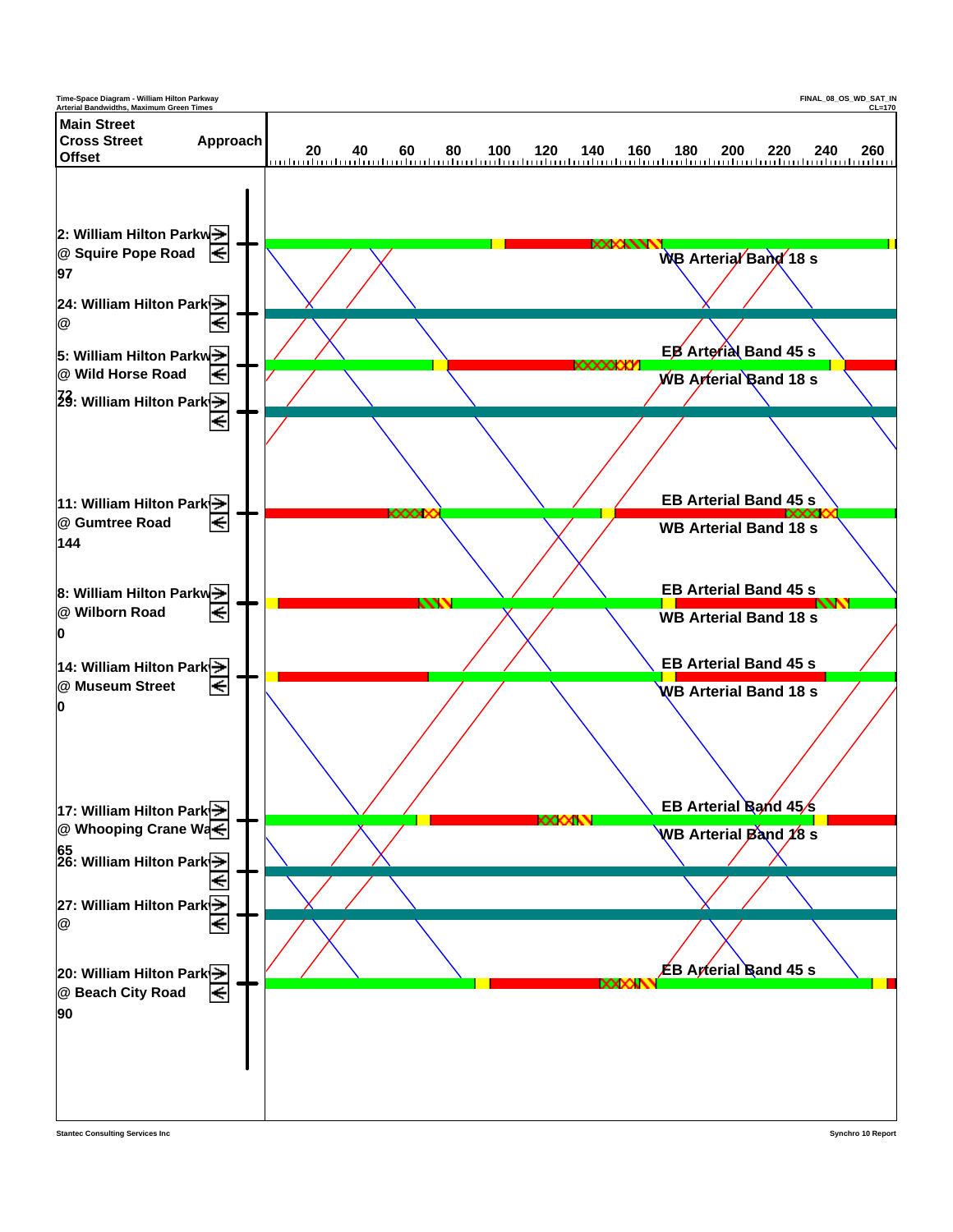Time-Space Diagram - William Hilton Parkway
Arterial Bandwidths, Maximum Green Times

FINAL_08_OS_WD_SAT_IN
CL=170

| Main Street / Cross Street / Offset | Approach |
|---|---|
| 2: William Hilton Parkway @ Squire Pope Road — 97 | → ← |
| 24: William Hilton Parkway @ | → ← |
| 5: William Hilton Parkway @ Wild Horse Road — 72 | → ← |
| 29: William Hilton Parkway | → ← |
| 11: William Hilton Parkway @ Gumtree Road — 144 | → ← |
| 8: William Hilton Parkway @ Wilborn Road — 0 | → ← |
| 14: William Hilton Parkway @ Museum Street — 0 | → ← |
| 17: William Hilton Parkway @ Whooping Crane Way — 65 | → ← |
| 26: William Hilton Parkway | → ← |
| 27: William Hilton Parkway @ | → ← |
| 20: William Hilton Parkway @ Beach City Road — 90 | → ← |

Time axis: 20, 40, 60, 80, 100, 120, 140, 160, 180, 200, 220, 240, 260

WB Arterial Band 18 s

EB Arterial Band 45 s
WB Arterial Band 18 s

EB Arterial Band 45 s
WB Arterial Band 18 s

EB Arterial Band 45 s
WB Arterial Band 18 s

EB Arterial Band 45 s
WB Arterial Band 18 s

EB Arterial Band 45 s
WB Arterial Band 18 s

EB Arterial Band 45 s

Stantec Consulting Services Inc

Synchro 10 Report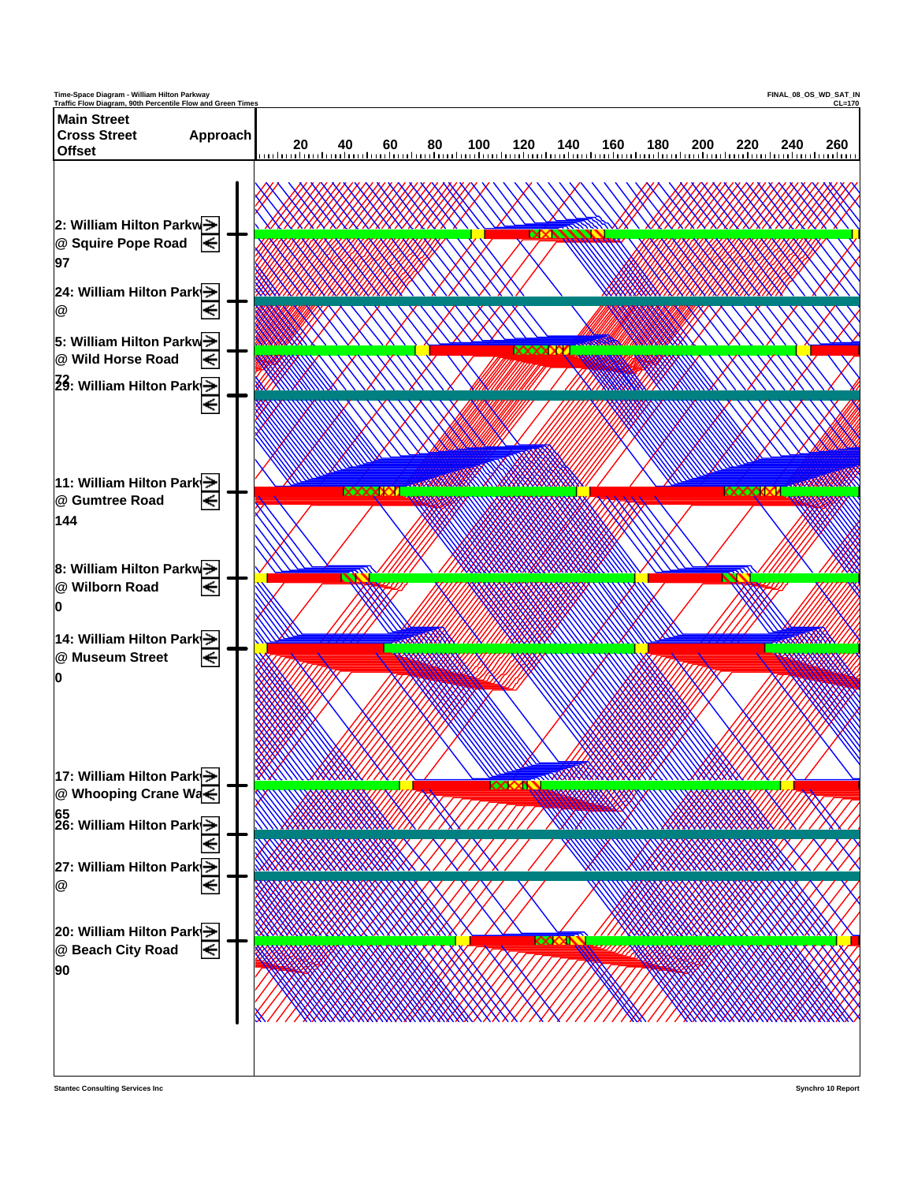Time-Space Diagram - William Hilton Parkway
Traffic Flow Diagram, 90th Percentile Flow and Green Times

FINAL_08_OS_WD_SAT_IN
CL=170

| Main Street<br>Cross Street<br>Offset | Approach |
|---|---|
| 2: William Hilton Parkw<br>@ Squire Pope Road<br>97 | |
| 24: William Hilton Park<br>@ | |
| 5: William Hilton Parkw<br>@ Wild Horse Road<br>72 | |
| 29: William Hilton Park | |
| 11: William Hilton Park<br>@ Gumtree Road<br>144 | |
| 8: William Hilton Parkw<br>@ Wilborn Road<br>0 | |
| 14: William Hilton Park<br>@ Museum Street<br>0 | |
| 17: William Hilton Park<br>@ Whooping Crane Wa<br>65 | |
| 26: William Hilton Park | |
| 27: William Hilton Park<br>@ | |
| 20: William Hilton Park<br>@ Beach City Road<br>90 | |

20 40 60 80 100 120 140 160 180 200 220 240 260

Stantec Consulting Services Inc

Synchro 10 Report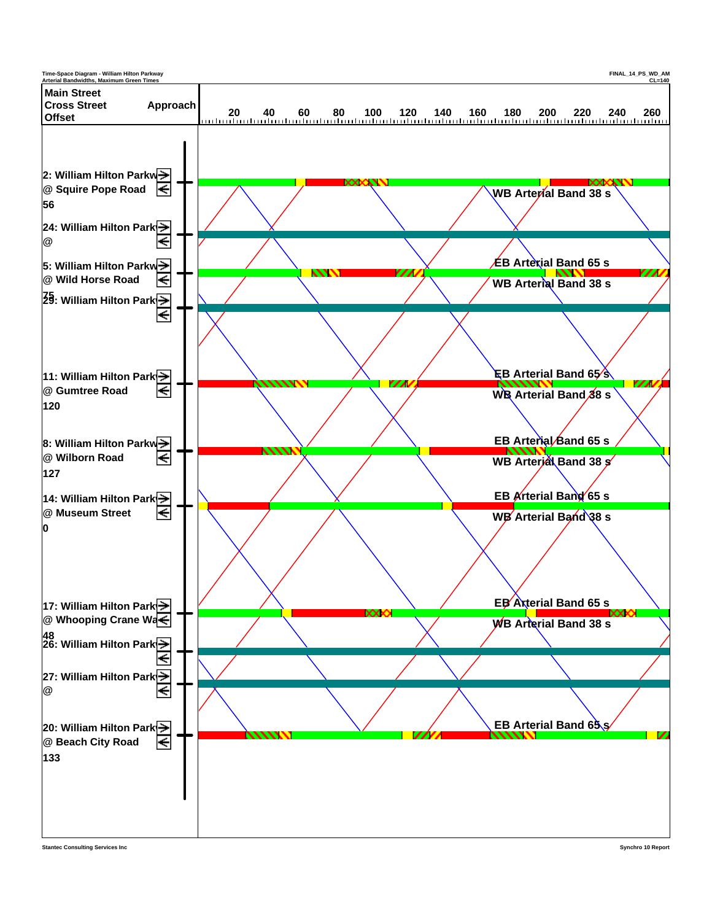Time-Space Diagram - William Hilton Parkway
Arterial Bandwidths, Maximum Green Times

FINAL_14_PS_WD_AM
CL=140

| Main Street / Cross Street / Offset | Approach |
|---|---|
| 2: William Hilton Parkw @ Squire Pope Road 56 | → ← |
| 24: William Hilton Park @ | → ← |
| 5: William Hilton Parkw @ Wild Horse Road 75 | → ← |
| 29: William Hilton Park | → ← |
| 11: William Hilton Park @ Gumtree Road 120 | → ← |
| 8: William Hilton Parkw @ Wilborn Road 127 | → ← |
| 14: William Hilton Park @ Museum Street 0 | → ← |
| 17: William Hilton Park @ Whooping Crane Wa 48 | → ← |
| 26: William Hilton Park | → ← |
| 27: William Hilton Park @ | → ← |
| 20: William Hilton Park @ Beach City Road 133 | → ← |

Time axis: 20 40 60 80 100 120 140 160 180 200 220 240 260

WB Arterial Band 38 s

EB Arterial Band 65 s
WB Arterial Band 38 s

EB Arterial Band 65 s
WB Arterial Band 38 s

EB Arterial Band 65 s
WB Arterial Band 38 s

EB Arterial Band 65 s
WB Arterial Band 38 s

EB Arterial Band 65 s
WB Arterial Band 38 s

EB Arterial Band 65 s

Stantec Consulting Services Inc

Synchro 10 Report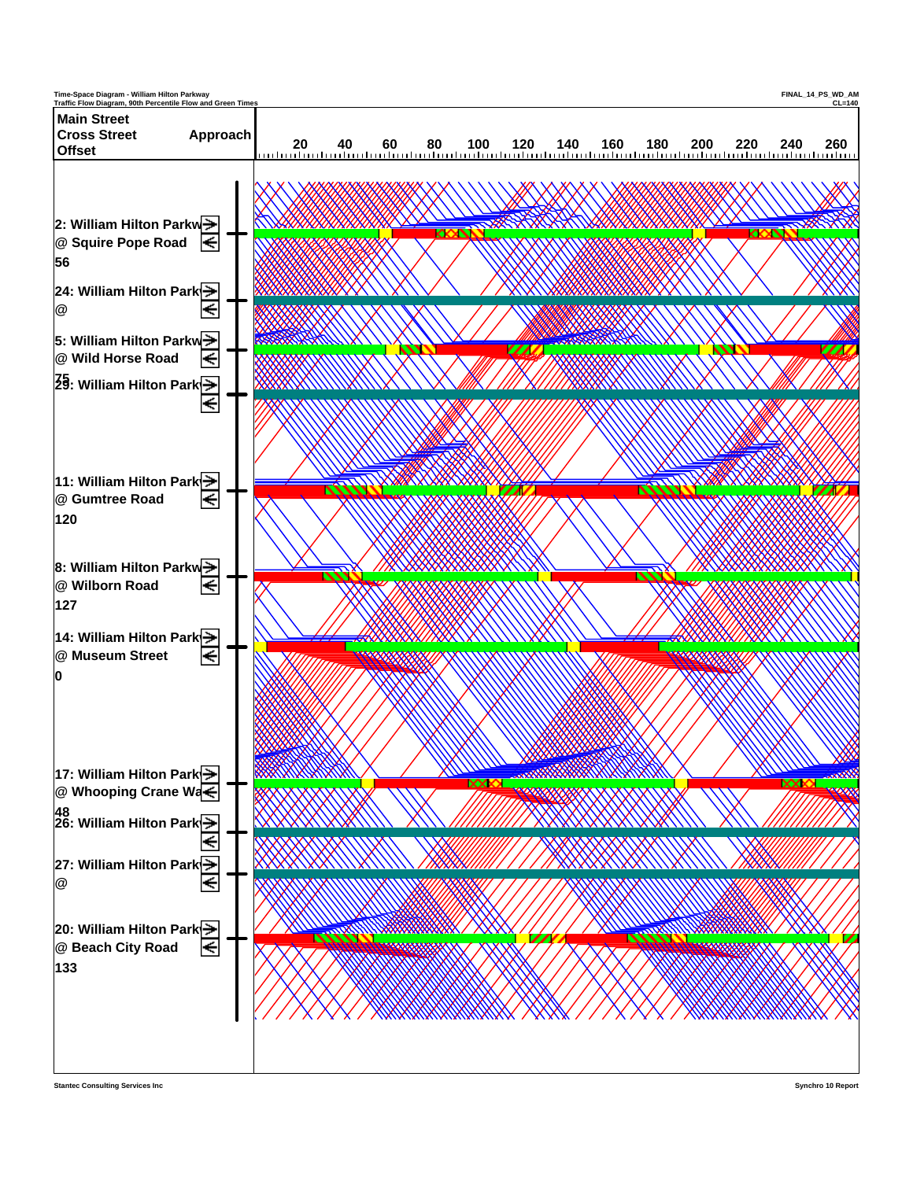Time-Space Diagram - William Hilton Parkway
Traffic Flow Diagram, 90th Percentile Flow and Green Times

FINAL_14_PS_WD_AM
CL=140

| Main Street<br>Cross Street<br>Offset | Approach |
|---|---|

20 40 60 80 100 120 140 160 180 200 220 240 260

**2: William Hilton Parkw**
**@ Squire Pope Road**
**56**

**24: William Hilton Park**
**@**

**5: William Hilton Parkw**
**@ Wild Horse Road**
**75**

**29: William Hilton Park**

**11: William Hilton Park**
**@ Gumtree Road**
**120**

**8: William Hilton Parkw**
**@ Wilborn Road**
**127**

**14: William Hilton Park**
**@ Museum Street**
**0**

**17: William Hilton Park**
**@ Whooping Crane Wa**
**48**

**26: William Hilton Park**

**27: William Hilton Park**
**@**

**20: William Hilton Park**
**@ Beach City Road**
**133**

Stantec Consulting Services Inc

Synchro 10 Report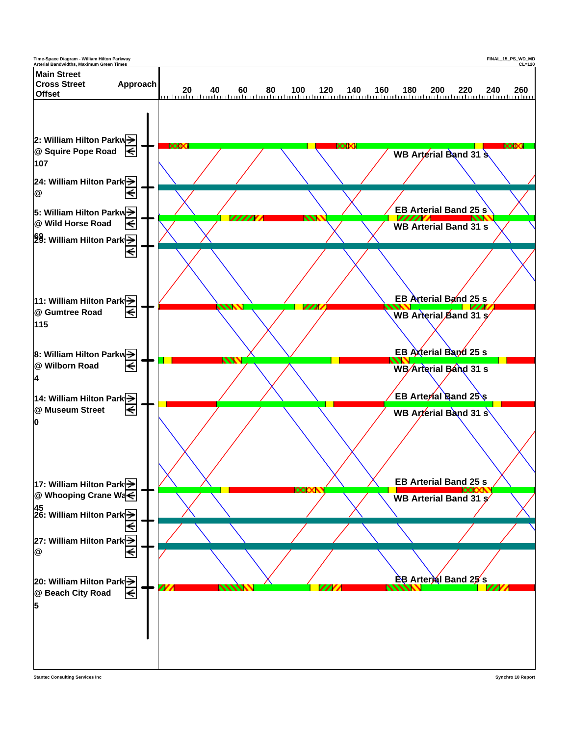Time-Space Diagram - William Hilton Parkway
Arterial Bandwidths, Maximum Green Times

FINAL_15_PS_WD_MD
CL=120

| Main Street / Cross Street / Offset | Approach |
|---|---|
| 2: William Hilton Parkway @ Squire Pope Road 107 | → ← |
| 24: William Hilton Parkway @ | → ← |
| 5: William Hilton Parkway @ Wild Horse Road 69 | → ← |
| 29: William Hilton Parkway | → ← |
| 11: William Hilton Parkway @ Gumtree Road 115 | → ← |
| 8: William Hilton Parkway @ Wilborn Road 4 | → ← |
| 14: William Hilton Parkway @ Museum Street 0 | → ← |
| 17: William Hilton Parkway @ Whooping Crane Way 45 | → ← |
| 26: William Hilton Parkway | → ← |
| 27: William Hilton Parkway @ | → ← |
| 20: William Hilton Parkway @ Beach City Road 5 | → ← |

Time axis: 20, 40, 60, 80, 100, 120, 140, 160, 180, 200, 220, 240, 260

- WB Arterial Band 31 s (Squire Pope Road)
- EB Arterial Band 25 s, WB Arterial Band 31 s (Wild Horse Road)
- EB Arterial Band 25 s, WB Arterial Band 31 s (Gumtree Road)
- EB Arterial Band 25 s, WB Arterial Band 31 s (Wilborn Road)
- EB Arterial Band 25 s, WB Arterial Band 31 s (Museum Street)
- EB Arterial Band 25 s, WB Arterial Band 31 s (Whooping Crane Way)
- EB Arterial Band 25 s (Beach City Road)

Stantec Consulting Services Inc

Synchro 10 Report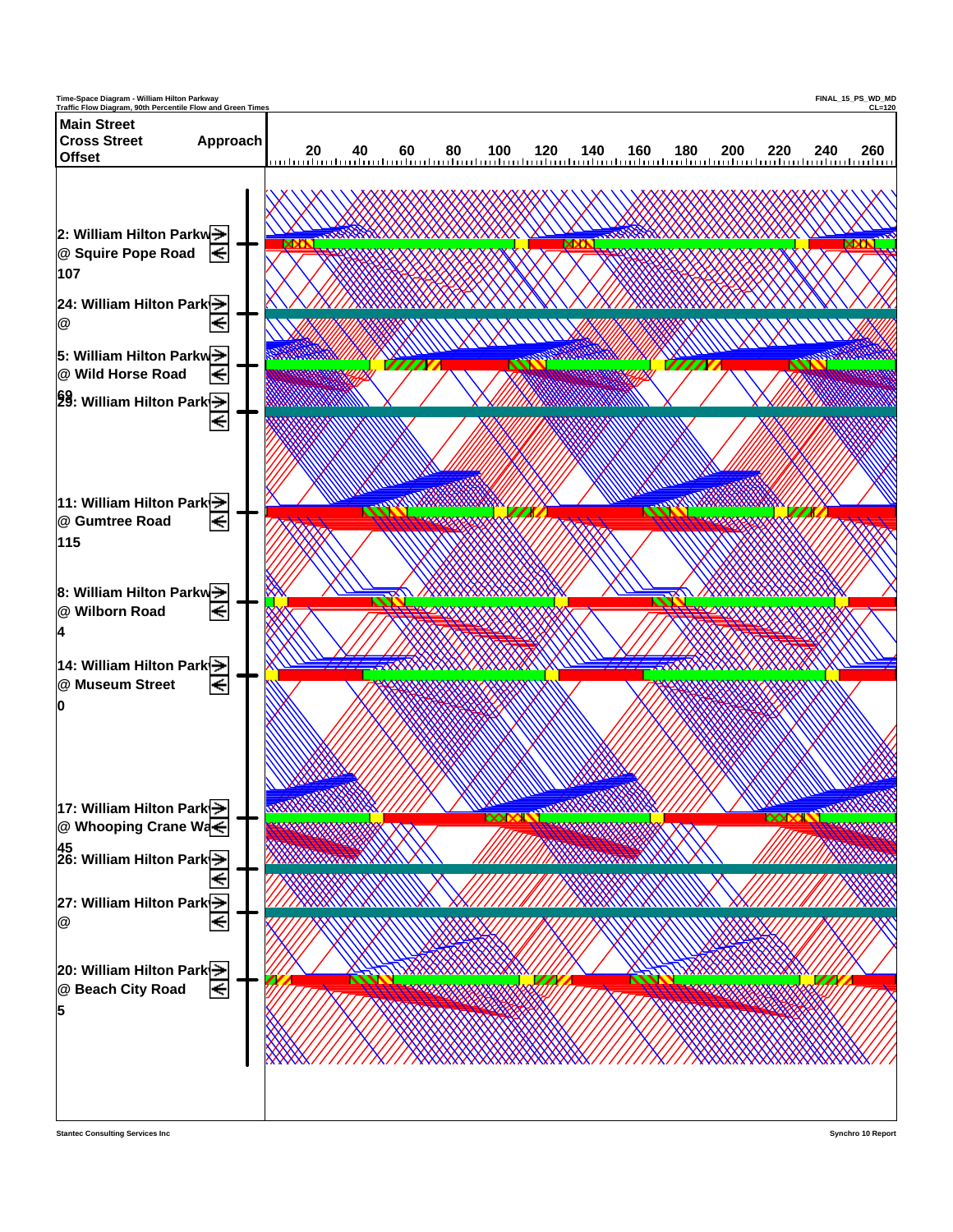Time-Space Diagram - William Hilton Parkway
Traffic Flow Diagram, 90th Percentile Flow and Green Times

FINAL_15_PS_WD_MD
CL=120

| Main Street<br>Cross Street<br>Offset | Approach |
|---|---|

20 40 60 80 100 120 140 160 180 200 220 240 260

2: William Hilton Parkw
@ Squire Pope Road
107

24: William Hilton Park
@

5: William Hilton Parkw
@ Wild Horse Road
69

29: William Hilton Park

11: William Hilton Park
@ Gumtree Road
115

8: William Hilton Parkw
@ Wilborn Road
4

14: William Hilton Park
@ Museum Street
0

17: William Hilton Park
@ Whooping Crane Wa
45

26: William Hilton Park

27: William Hilton Park
@

20: William Hilton Park
@ Beach City Road
5

Stantec Consulting Services Inc

Synchro 10 Report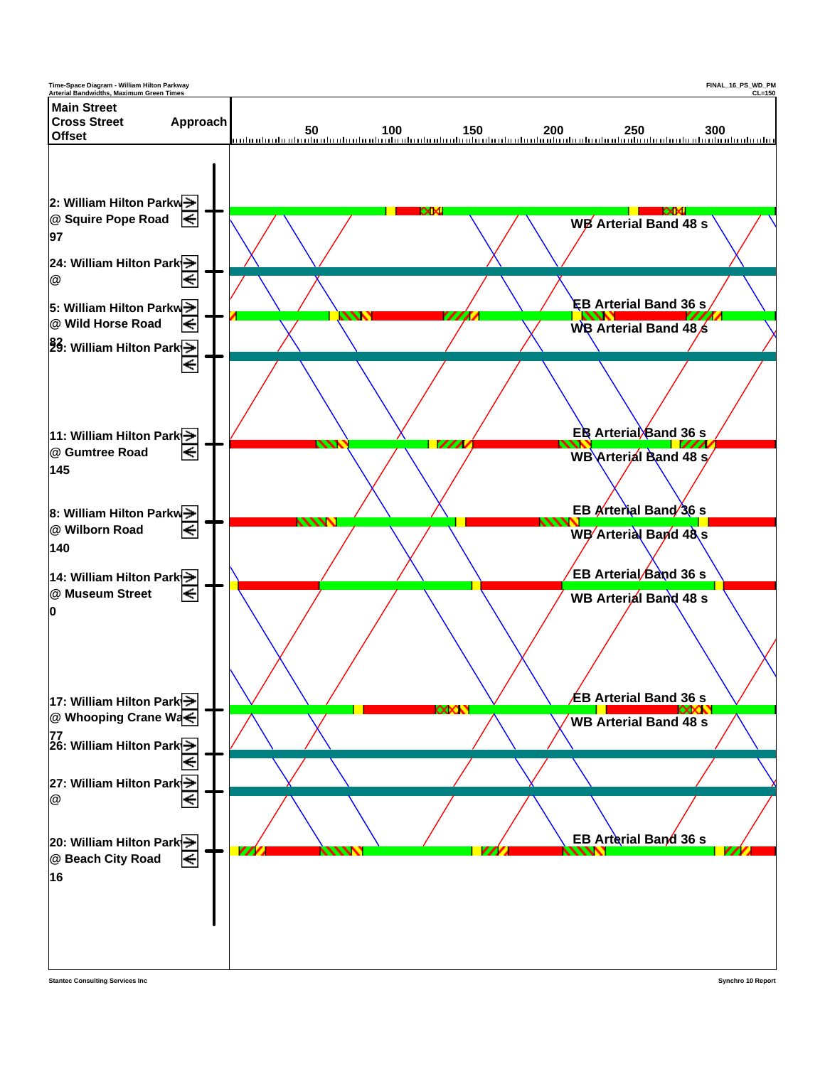Time-Space Diagram - William Hilton Parkway
Arterial Bandwidths, Maximum Green Times

FINAL_16_PS_WD_PM
CL=150

**Main Street**
**Cross Street** **Approach**
**Offset**

50 100 150 200 250 300

**2: William Hilton Parkway**
**@ Squire Pope Road**
**97**

**24: William Hilton Parkway**
**@**

**5: William Hilton Parkway**
**@ Wild Horse Road**
**82**

**29: William Hilton Parkway**

**11: William Hilton Parkway**
**@ Gumtree Road**
**145**

**8: William Hilton Parkway**
**@ Wilborn Road**
**140**

**14: William Hilton Parkway**
**@ Museum Street**
**0**

**17: William Hilton Parkway**
**@ Whooping Crane Way**
**77**

**26: William Hilton Parkway**

**27: William Hilton Parkway**
**@**

**20: William Hilton Parkway**
**@ Beach City Road**
**16**

WB Arterial Band 48 s

EB Arterial Band 36 s
WB Arterial Band 48 s

EB Arterial Band 36 s
WB Arterial Band 48 s

EB Arterial Band 36 s
WB Arterial Band 48 s

EB Arterial Band 36 s
WB Arterial Band 48 s

EB Arterial Band 36 s
WB Arterial Band 48 s

EB Arterial Band 36 s

Stantec Consulting Services Inc

Synchro 10 Report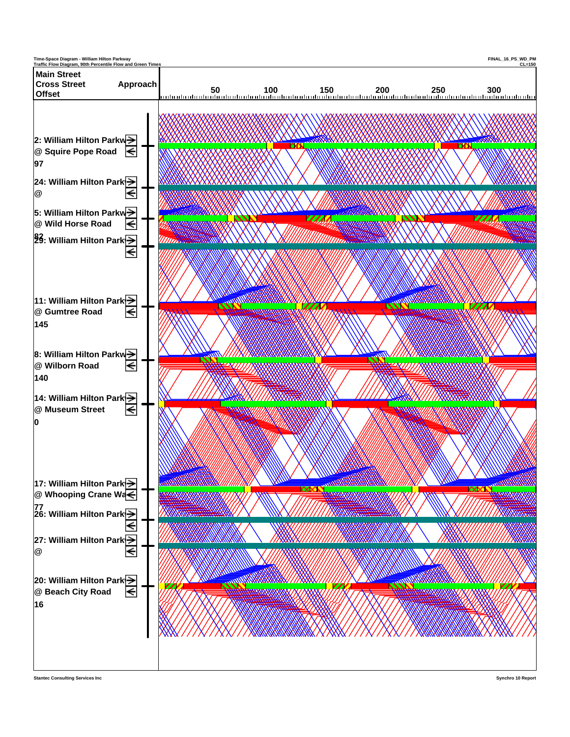Time-Space Diagram - William Hilton Parkway
Traffic Flow Diagram, 90th Percentile Flow and Green Times

FINAL_16_PS_WD_PM
CL=150

| Main Street / Cross Street / Offset | Approach |
|---|---|
| 2: William Hilton Parkw @ Squire Pope Road 97 | |
| 24: William Hilton Park @ | |
| 5: William Hilton Parkw @ Wild Horse Road 82 | |
| 29: William Hilton Park | |
| 11: William Hilton Park @ Gumtree Road 145 | |
| 8: William Hilton Parkw @ Wilborn Road 140 | |
| 14: William Hilton Park @ Museum Street 0 | |
| 17: William Hilton Park @ Whooping Crane Wa 77 | |
| 26: William Hilton Park | |
| 27: William Hilton Park @ | |
| 20: William Hilton Park @ Beach City Road 16 | |

50 100 150 200 250 300

Stantec Consulting Services Inc

Synchro 10 Report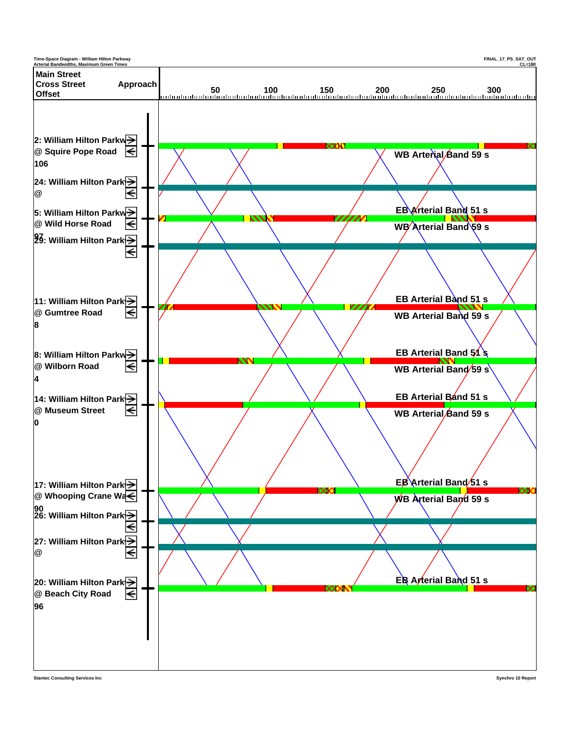Time-Space Diagram - William Hilton Parkway
Arterial Bandwidths, Maximum Green Times

FINAL_17_PS_SAT_OUT
CL=180

| Main Street / Cross Street / Offset | Approach |
|---|---|
| 2: William Hilton Parkway @ Squire Pope Road, 106 | → ← |
| 24: William Hilton Parkway @ | → ← |
| 5: William Hilton Parkway @ Wild Horse Road, 97 | → ← |
| 29: William Hilton Parkway | → ← |
| 11: William Hilton Parkway @ Gumtree Road, 8 | → ← |
| 8: William Hilton Parkway @ Wilborn Road, 4 | → ← |
| 14: William Hilton Parkway @ Museum Street, 0 | → ← |
| 17: William Hilton Parkway @ Whooping Crane Way, 90 | → ← |
| 26: William Hilton Parkway | → ← |
| 27: William Hilton Parkway @ | → ← |
| 20: William Hilton Parkway @ Beach City Road, 96 | → ← |

Time axis: 50, 100, 150, 200, 250, 300

WB Arterial Band 59 s

EB Arterial Band 51 s
WB Arterial Band 59 s

EB Arterial Band 51 s
WB Arterial Band 59 s

EB Arterial Band 51 s
WB Arterial Band 59 s

EB Arterial Band 51 s
WB Arterial Band 59 s

EB Arterial Band 51 s
WB Arterial Band 59 s

EB Arterial Band 51 s

Stantec Consulting Services Inc

Synchro 10 Report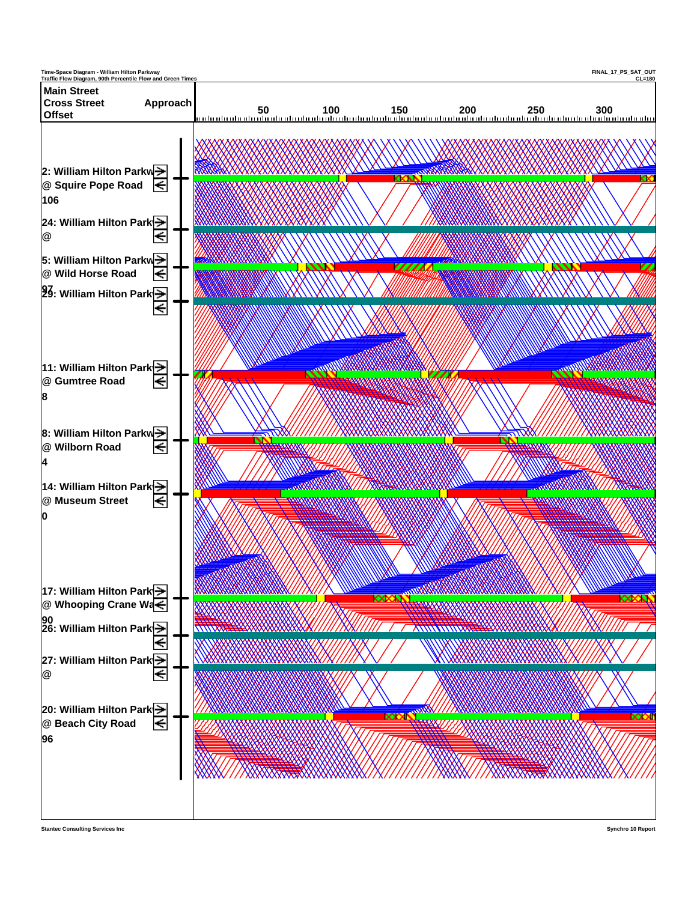Time-Space Diagram - William Hilton Parkway
Traffic Flow Diagram, 90th Percentile Flow and Green Times

FINAL_17_PS_SAT_OUT
CL=180

| Main Street | |
|---|---|
| Cross Street | Approach |
| Offset | |

50 100 150 200 250 300

2: William Hilton Parkw
@ Squire Pope Road
106

24: William Hilton Park
@

5: William Hilton Parkw
@ Wild Horse Road
97

29: William Hilton Park

11: William Hilton Park
@ Gumtree Road
8

8: William Hilton Parkw
@ Wilborn Road
4

14: William Hilton Park
@ Museum Street
0

17: William Hilton Park
@ Whooping Crane Wa
90

26: William Hilton Park

27: William Hilton Park
@

20: William Hilton Park
@ Beach City Road
96

Stantec Consulting Services Inc

Synchro 10 Report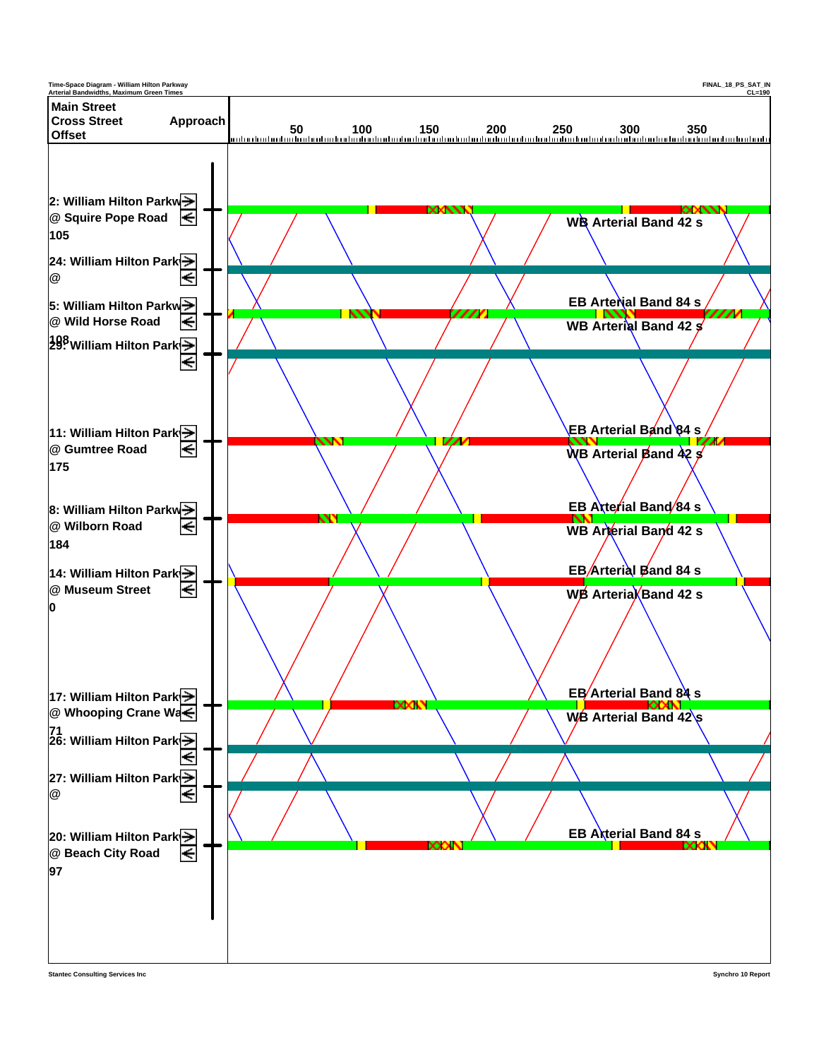Time-Space Diagram - William Hilton Parkway
Arterial Bandwidths, Maximum Green Times

FINAL_18_PS_SAT_IN
CL=190

| Main Street / Cross Street / Offset | Approach |
|---|---|
| 2: William Hilton Parkw @ Squire Pope Road 105 | → ← |
| 24: William Hilton Park @ | → ← |
| 5: William Hilton Parkw @ Wild Horse Road 108 | → ← |
| 29: William Hilton Park | → ← |
| 11: William Hilton Park @ Gumtree Road 175 | → ← |
| 8: William Hilton Parkw @ Wilborn Road 184 | → ← |
| 14: William Hilton Park @ Museum Street 0 | → ← |
| 17: William Hilton Park @ Whooping Crane Wa 71 | → ← |
| 26: William Hilton Park | → ← |
| 27: William Hilton Park @ | → ← |
| 20: William Hilton Park @ Beach City Road 97 | → ← |

Time axis: 50, 100, 150, 200, 250, 300, 350

WB Arterial Band 42 s

EB Arterial Band 84 s

WB Arterial Band 42 s

EB Arterial Band 84 s

WB Arterial Band 42 s

EB Arterial Band 84 s

WB Arterial Band 42 s

EB Arterial Band 84 s

WB Arterial Band 42 s

EB Arterial Band 84 s

WB Arterial Band 42 s

EB Arterial Band 84 s

Stantec Consulting Services Inc

Synchro 10 Report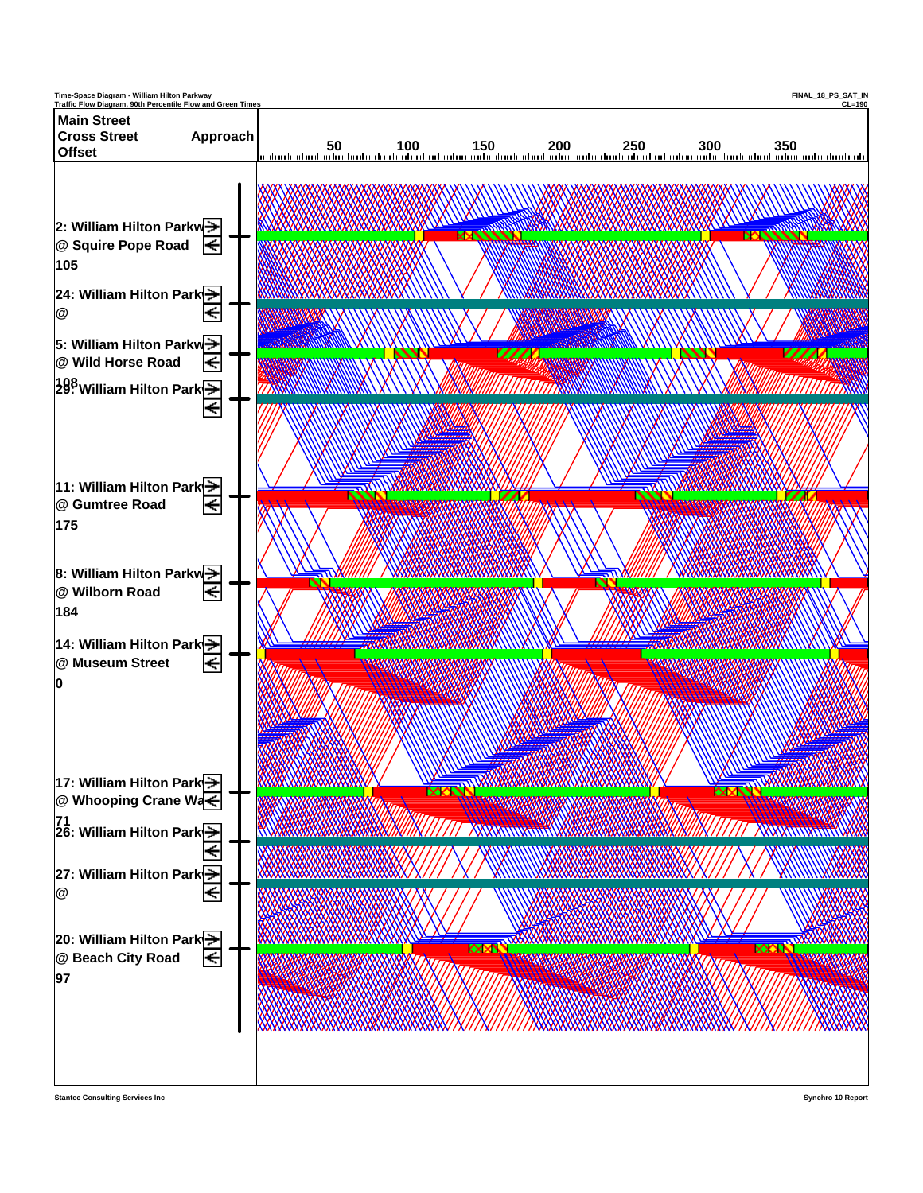Time-Space Diagram - William Hilton Parkway
Traffic Flow Diagram, 90th Percentile Flow and Green Times

FINAL_18_PS_SAT_IN
CL=190

Main Street
Cross Street
Offset

Approach

50
100
150
200
250
300
350

2: William Hilton Parkw
@ Squire Pope Road
105

24: William Hilton Park
@

5: William Hilton Parkw
@ Wild Horse Road
108

29: William Hilton Park

11: William Hilton Park
@ Gumtree Road
175

8: William Hilton Parkw
@ Wilborn Road
184

14: William Hilton Park
@ Museum Street
0

17: William Hilton Park
@ Whooping Crane Wa
71

26: William Hilton Park

27: William Hilton Park
@

20: William Hilton Park
@ Beach City Road
97

Stantec Consulting Services Inc

Synchro 10 Report